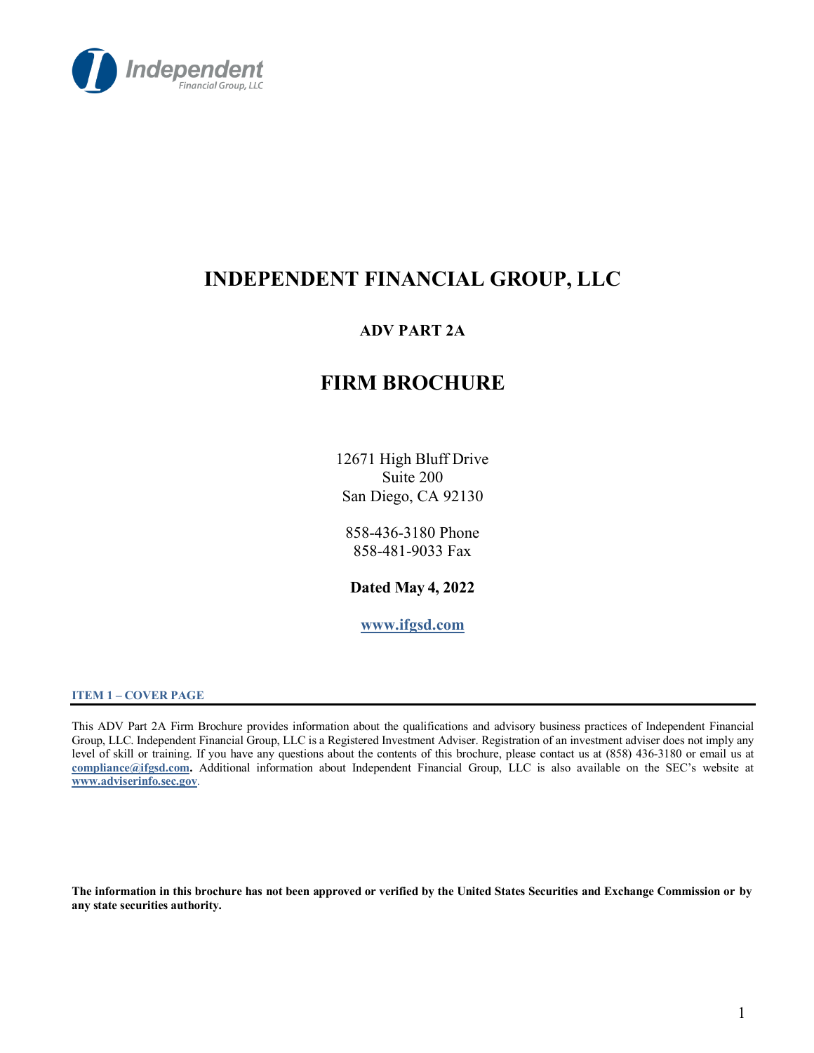# INDEPENDENT FINANCIAL GROUP, LLC

### ADV PART 2A

## FIRM BROCHURE

12671 High Bluff Drive
Suite 200
San Diego, CA 92130

858-436-3180 Phone
858-481-9033 Fax

**Dated May 4, 2022**

**www.ifgsd.com**

### ITEM 1 – COVER PAGE

This ADV Part 2A Firm Brochure provides information about the qualifications and advisory business practices of Independent Financial Group, LLC. Independent Financial Group, LLC is a Registered Investment Adviser. Registration of an investment adviser does not imply any level of skill or training. If you have any questions about the contents of this brochure, please contact us at (858) 436-3180 or email us at **compliance@ifgsd.com.** Additional information about Independent Financial Group, LLC is also available on the SEC's website at **www.adviserinfo.sec.gov**.

**The information in this brochure has not been approved or verified by the United States Securities and Exchange Commission or by any state securities authority.**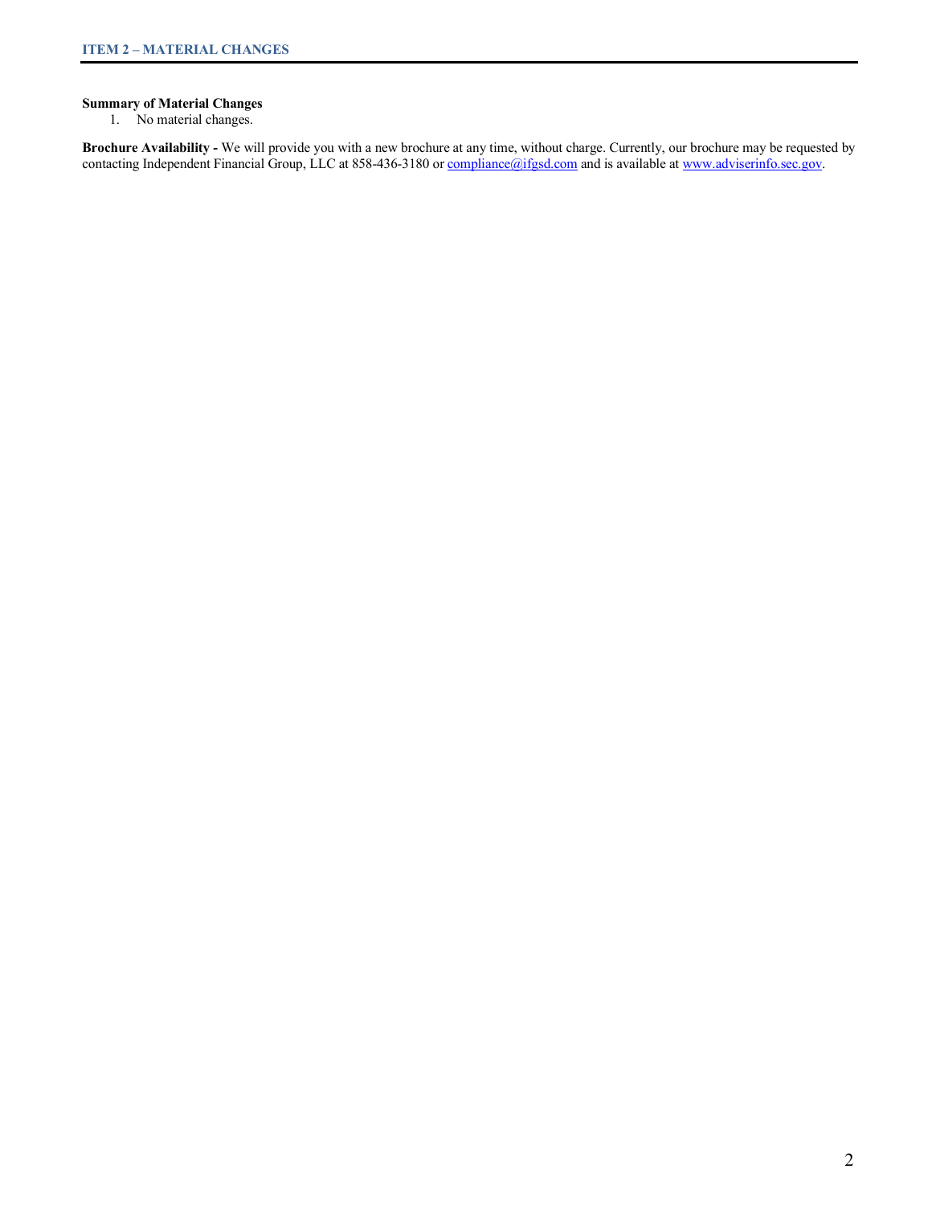## ITEM 2 – MATERIAL CHANGES

**Summary of Material Changes**

1. No material changes.

**Brochure Availability -** We will provide you with a new brochure at any time, without charge. Currently, our brochure may be requested by contacting Independent Financial Group, LLC at 858-436-3180 or compliance@ifgsd.com and is available at www.adviserinfo.sec.gov.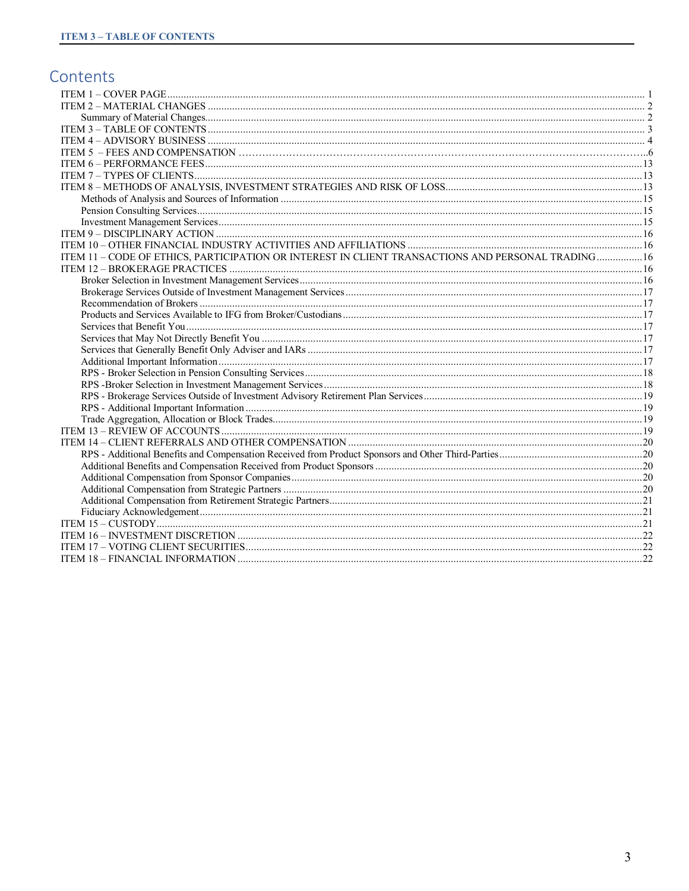# Contents

ITEM 1 – COVER PAGE ..... 1
ITEM 2 – MATERIAL CHANGES ..... 2
    Summary of Material Changes ..... 2
ITEM 3 – TABLE OF CONTENTS ..... 3
ITEM 4 – ADVISORY BUSINESS ..... 4
ITEM 5 – FEES AND COMPENSATION ..... 6
ITEM 6 – PERFORMANCE FEES ..... 13
ITEM 7 – TYPES OF CLIENTS ..... 13
ITEM 8 – METHODS OF ANALYSIS, INVESTMENT STRATEGIES AND RISK OF LOSS ..... 13
    Methods of Analysis and Sources of Information ..... 15
    Pension Consulting Services ..... 15
    Investment Management Services ..... 15
ITEM 9 – DISCIPLINARY ACTION ..... 16
ITEM 10 – OTHER FINANCIAL INDUSTRY ACTIVITIES AND AFFILIATIONS ..... 16
ITEM 11 – CODE OF ETHICS, PARTICIPATION OR INTEREST IN CLIENT TRANSACTIONS AND PERSONAL TRADING ..... 16
ITEM 12 – BROKERAGE PRACTICES ..... 16
    Broker Selection in Investment Management Services ..... 16
    Brokerage Services Outside of Investment Management Services ..... 17
    Recommendation of Brokers ..... 17
    Products and Services Available to IFG from Broker/Custodians ..... 17
    Services that Benefit You ..... 17
    Services that May Not Directly Benefit You ..... 17
    Services that Generally Benefit Only Adviser and IARs ..... 17
    Additional Important Information ..... 17
    RPS - Broker Selection in Pension Consulting Services ..... 18
    RPS -Broker Selection in Investment Management Services ..... 18
    RPS - Brokerage Services Outside of Investment Advisory Retirement Plan Services ..... 19
    RPS - Additional Important Information ..... 19
    Trade Aggregation, Allocation or Block Trades ..... 19
ITEM 13 – REVIEW OF ACCOUNTS ..... 19
ITEM 14 – CLIENT REFERRALS AND OTHER COMPENSATION ..... 20
    RPS - Additional Benefits and Compensation Received from Product Sponsors and Other Third-Parties ..... 20
    Additional Benefits and Compensation Received from Product Sponsors ..... 20
    Additional Compensation from Sponsor Companies ..... 20
    Additional Compensation from Strategic Partners ..... 20
    Additional Compensation from Retirement Strategic Partners ..... 21
    Fiduciary Acknowledgement ..... 21
ITEM 15 – CUSTODY ..... 21
ITEM 16 – INVESTMENT DISCRETION ..... 22
ITEM 17 – VOTING CLIENT SECURITIES ..... 22
ITEM 18 – FINANCIAL INFORMATION ..... 22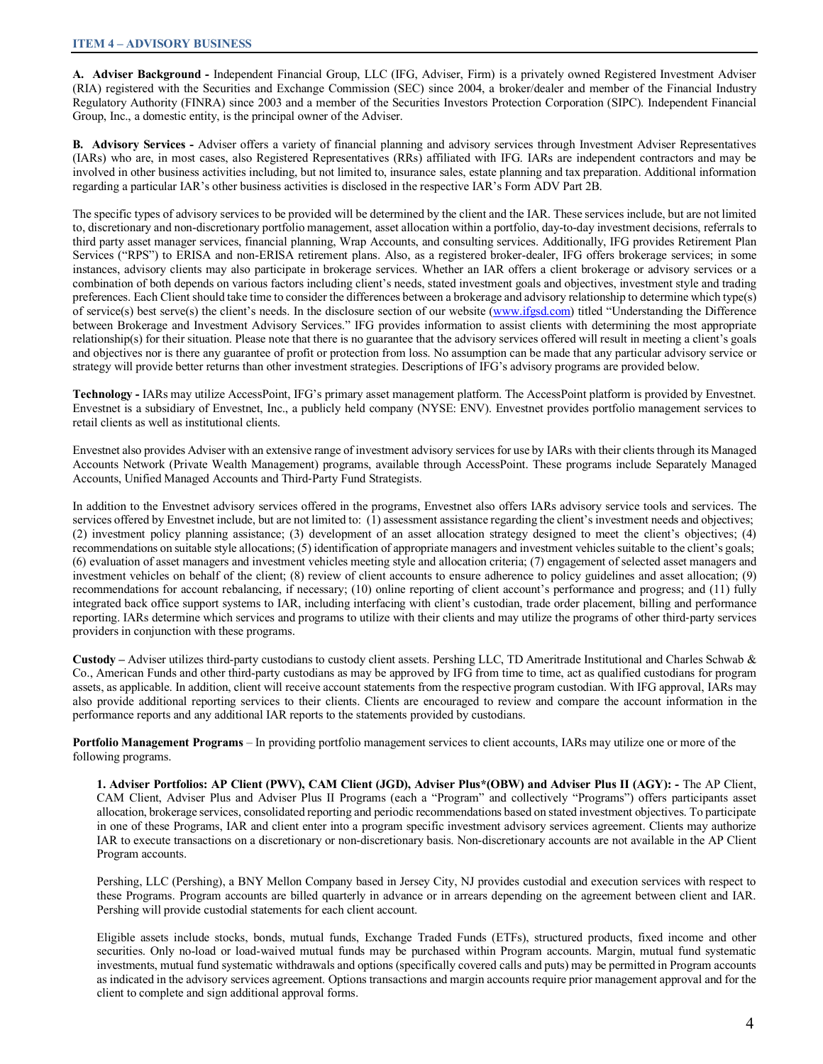## ITEM 4 – ADVISORY BUSINESS

**A. Adviser Background -** Independent Financial Group, LLC (IFG, Adviser, Firm) is a privately owned Registered Investment Adviser (RIA) registered with the Securities and Exchange Commission (SEC) since 2004, a broker/dealer and member of the Financial Industry Regulatory Authority (FINRA) since 2003 and a member of the Securities Investors Protection Corporation (SIPC). Independent Financial Group, Inc., a domestic entity, is the principal owner of the Adviser.

**B. Advisory Services -** Adviser offers a variety of financial planning and advisory services through Investment Adviser Representatives (IARs) who are, in most cases, also Registered Representatives (RRs) affiliated with IFG. IARs are independent contractors and may be involved in other business activities including, but not limited to, insurance sales, estate planning and tax preparation. Additional information regarding a particular IAR's other business activities is disclosed in the respective IAR's Form ADV Part 2B.

The specific types of advisory services to be provided will be determined by the client and the IAR. These services include, but are not limited to, discretionary and non-discretionary portfolio management, asset allocation within a portfolio, day-to-day investment decisions, referrals to third party asset manager services, financial planning, Wrap Accounts, and consulting services. Additionally, IFG provides Retirement Plan Services ("RPS") to ERISA and non-ERISA retirement plans. Also, as a registered broker-dealer, IFG offers brokerage services; in some instances, advisory clients may also participate in brokerage services. Whether an IAR offers a client brokerage or advisory services or a combination of both depends on various factors including client's needs, stated investment goals and objectives, investment style and trading preferences. Each Client should take time to consider the differences between a brokerage and advisory relationship to determine which type(s) of service(s) best serve(s) the client's needs. In the disclosure section of our website (www.ifgsd.com) titled "Understanding the Difference between Brokerage and Investment Advisory Services." IFG provides information to assist clients with determining the most appropriate relationship(s) for their situation. Please note that there is no guarantee that the advisory services offered will result in meeting a client's goals and objectives nor is there any guarantee of profit or protection from loss. No assumption can be made that any particular advisory service or strategy will provide better returns than other investment strategies. Descriptions of IFG's advisory programs are provided below.

**Technology -** IARs may utilize AccessPoint, IFG's primary asset management platform. The AccessPoint platform is provided by Envestnet. Envestnet is a subsidiary of Envestnet, Inc., a publicly held company (NYSE: ENV). Envestnet provides portfolio management services to retail clients as well as institutional clients.

Envestnet also provides Adviser with an extensive range of investment advisory services for use by IARs with their clients through its Managed Accounts Network (Private Wealth Management) programs, available through AccessPoint. These programs include Separately Managed Accounts, Unified Managed Accounts and Third-Party Fund Strategists.

In addition to the Envestnet advisory services offered in the programs, Envestnet also offers IARs advisory service tools and services. The services offered by Envestnet include, but are not limited to: (1) assessment assistance regarding the client's investment needs and objectives; (2) investment policy planning assistance; (3) development of an asset allocation strategy designed to meet the client's objectives; (4) recommendations on suitable style allocations; (5) identification of appropriate managers and investment vehicles suitable to the client's goals; (6) evaluation of asset managers and investment vehicles meeting style and allocation criteria; (7) engagement of selected asset managers and investment vehicles on behalf of the client; (8) review of client accounts to ensure adherence to policy guidelines and asset allocation; (9) recommendations for account rebalancing, if necessary; (10) online reporting of client account's performance and progress; and (11) fully integrated back office support systems to IAR, including interfacing with client's custodian, trade order placement, billing and performance reporting. IARs determine which services and programs to utilize with their clients and may utilize the programs of other third-party services providers in conjunction with these programs.

**Custody –** Adviser utilizes third-party custodians to custody client assets. Pershing LLC, TD Ameritrade Institutional and Charles Schwab & Co., American Funds and other third-party custodians as may be approved by IFG from time to time, act as qualified custodians for program assets, as applicable. In addition, client will receive account statements from the respective program custodian. With IFG approval, IARs may also provide additional reporting services to their clients. Clients are encouraged to review and compare the account information in the performance reports and any additional IAR reports to the statements provided by custodians.

**Portfolio Management Programs** – In providing portfolio management services to client accounts, IARs may utilize one or more of the following programs.

**1. Adviser Portfolios: AP Client (PWV), CAM Client (JGD), Adviser Plus*(OBW) and Adviser Plus II (AGY): -** The AP Client, CAM Client, Adviser Plus and Adviser Plus II Programs (each a "Program" and collectively "Programs") offers participants asset allocation, brokerage services, consolidated reporting and periodic recommendations based on stated investment objectives. To participate in one of these Programs, IAR and client enter into a program specific investment advisory services agreement. Clients may authorize IAR to execute transactions on a discretionary or non-discretionary basis. Non-discretionary accounts are not available in the AP Client Program accounts.

Pershing, LLC (Pershing), a BNY Mellon Company based in Jersey City, NJ provides custodial and execution services with respect to these Programs. Program accounts are billed quarterly in advance or in arrears depending on the agreement between client and IAR. Pershing will provide custodial statements for each client account.

Eligible assets include stocks, bonds, mutual funds, Exchange Traded Funds (ETFs), structured products, fixed income and other securities. Only no-load or load-waived mutual funds may be purchased within Program accounts. Margin, mutual fund systematic investments, mutual fund systematic withdrawals and options (specifically covered calls and puts) may be permitted in Program accounts as indicated in the advisory services agreement. Options transactions and margin accounts require prior management approval and for the client to complete and sign additional approval forms.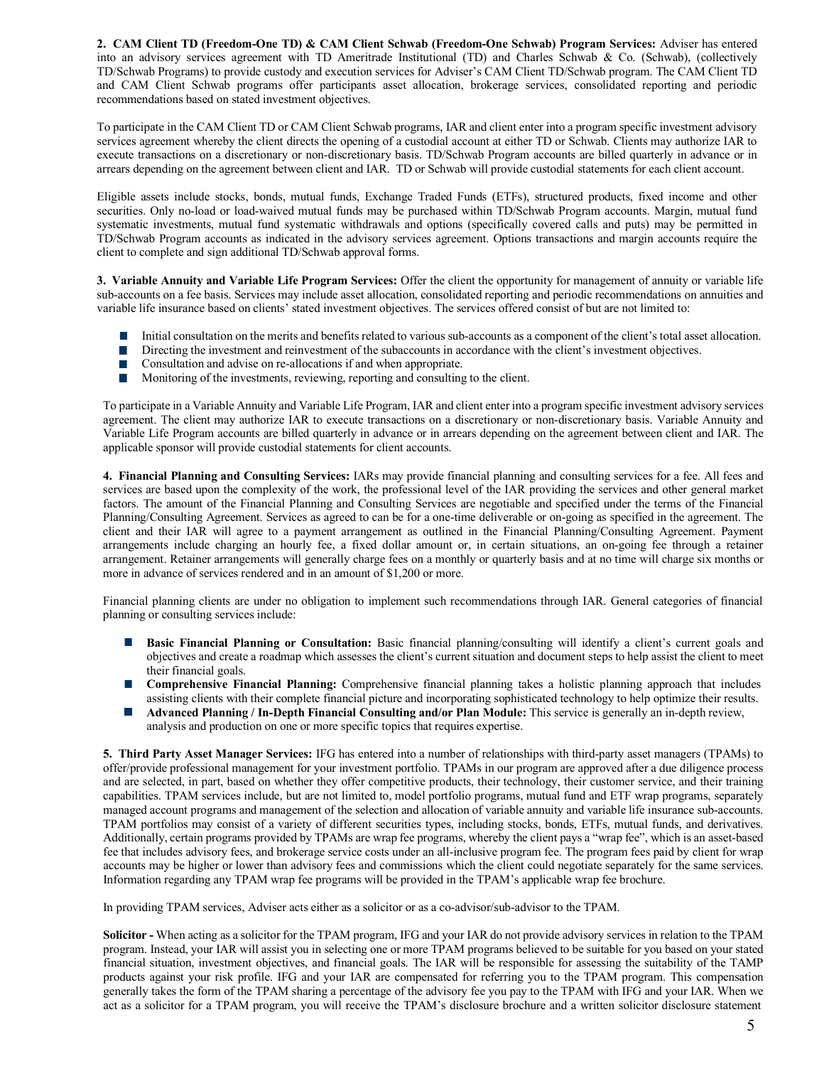**2. CAM Client TD (Freedom-One TD) & CAM Client Schwab (Freedom-One Schwab) Program Services:** Adviser has entered into an advisory services agreement with TD Ameritrade Institutional (TD) and Charles Schwab & Co. (Schwab), (collectively TD/Schwab Programs) to provide custody and execution services for Adviser's CAM Client TD/Schwab program. The CAM Client TD and CAM Client Schwab programs offer participants asset allocation, brokerage services, consolidated reporting and periodic recommendations based on stated investment objectives.

To participate in the CAM Client TD or CAM Client Schwab programs, IAR and client enter into a program specific investment advisory services agreement whereby the client directs the opening of a custodial account at either TD or Schwab. Clients may authorize IAR to execute transactions on a discretionary or non-discretionary basis. TD/Schwab Program accounts are billed quarterly in advance or in arrears depending on the agreement between client and IAR. TD or Schwab will provide custodial statements for each client account.

Eligible assets include stocks, bonds, mutual funds, Exchange Traded Funds (ETFs), structured products, fixed income and other securities. Only no-load or load-waived mutual funds may be purchased within TD/Schwab Program accounts. Margin, mutual fund systematic investments, mutual fund systematic withdrawals and options (specifically covered calls and puts) may be permitted in TD/Schwab Program accounts as indicated in the advisory services agreement. Options transactions and margin accounts require the client to complete and sign additional TD/Schwab approval forms.

**3. Variable Annuity and Variable Life Program Services:** Offer the client the opportunity for management of annuity or variable life sub-accounts on a fee basis. Services may include asset allocation, consolidated reporting and periodic recommendations on annuities and variable life insurance based on clients' stated investment objectives. The services offered consist of but are not limited to:

- Initial consultation on the merits and benefits related to various sub-accounts as a component of the client's total asset allocation.
- Directing the investment and reinvestment of the subaccounts in accordance with the client's investment objectives.
- Consultation and advise on re-allocations if and when appropriate.
- Monitoring of the investments, reviewing, reporting and consulting to the client.

To participate in a Variable Annuity and Variable Life Program, IAR and client enter into a program specific investment advisory services agreement. The client may authorize IAR to execute transactions on a discretionary or non-discretionary basis. Variable Annuity and Variable Life Program accounts are billed quarterly in advance or in arrears depending on the agreement between client and IAR. The applicable sponsor will provide custodial statements for client accounts.

**4. Financial Planning and Consulting Services:** IARs may provide financial planning and consulting services for a fee. All fees and services are based upon the complexity of the work, the professional level of the IAR providing the services and other general market factors. The amount of the Financial Planning and Consulting Services are negotiable and specified under the terms of the Financial Planning/Consulting Agreement. Services as agreed to can be for a one-time deliverable or on-going as specified in the agreement. The client and their IAR will agree to a payment arrangement as outlined in the Financial Planning/Consulting Agreement. Payment arrangements include charging an hourly fee, a fixed dollar amount or, in certain situations, an on-going fee through a retainer arrangement. Retainer arrangements will generally charge fees on a monthly or quarterly basis and at no time will charge six months or more in advance of services rendered and in an amount of $1,200 or more.

Financial planning clients are under no obligation to implement such recommendations through IAR. General categories of financial planning or consulting services include:

- **Basic Financial Planning or Consultation:** Basic financial planning/consulting will identify a client's current goals and objectives and create a roadmap which assesses the client's current situation and document steps to help assist the client to meet their financial goals.
- **Comprehensive Financial Planning:** Comprehensive financial planning takes a holistic planning approach that includes assisting clients with their complete financial picture and incorporating sophisticated technology to help optimize their results.
- **Advanced Planning / In-Depth Financial Consulting and/or Plan Module:** This service is generally an in-depth review, analysis and production on one or more specific topics that requires expertise.

**5. Third Party Asset Manager Services:** IFG has entered into a number of relationships with third-party asset managers (TPAMs) to offer/provide professional management for your investment portfolio. TPAMs in our program are approved after a due diligence process and are selected, in part, based on whether they offer competitive products, their technology, their customer service, and their training capabilities. TPAM services include, but are not limited to, model portfolio programs, mutual fund and ETF wrap programs, separately managed account programs and management of the selection and allocation of variable annuity and variable life insurance sub-accounts. TPAM portfolios may consist of a variety of different securities types, including stocks, bonds, ETFs, mutual funds, and derivatives. Additionally, certain programs provided by TPAMs are wrap fee programs, whereby the client pays a "wrap fee", which is an asset-based fee that includes advisory fees, and brokerage service costs under an all-inclusive program fee. The program fees paid by client for wrap accounts may be higher or lower than advisory fees and commissions which the client could negotiate separately for the same services. Information regarding any TPAM wrap fee programs will be provided in the TPAM's applicable wrap fee brochure.

In providing TPAM services, Adviser acts either as a solicitor or as a co-advisor/sub-advisor to the TPAM.

**Solicitor -** When acting as a solicitor for the TPAM program, IFG and your IAR do not provide advisory services in relation to the TPAM program. Instead, your IAR will assist you in selecting one or more TPAM programs believed to be suitable for you based on your stated financial situation, investment objectives, and financial goals. The IAR will be responsible for assessing the suitability of the TAMP products against your risk profile. IFG and your IAR are compensated for referring you to the TPAM program. This compensation generally takes the form of the TPAM sharing a percentage of the advisory fee you pay to the TPAM with IFG and your IAR. When we act as a solicitor for a TPAM program, you will receive the TPAM's disclosure brochure and a written solicitor disclosure statement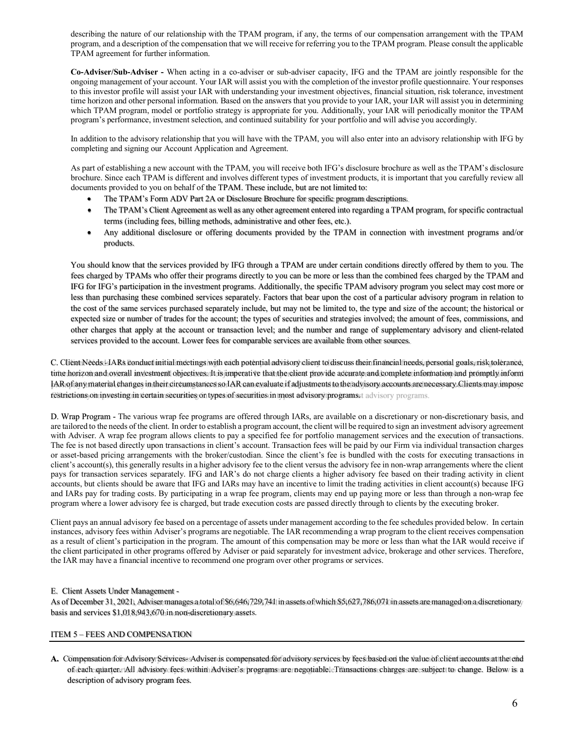describing the nature of our relationship with the TPAM program, if any, the terms of our compensation arrangement with the TPAM program, and a description of the compensation that we will receive for referring you to the TPAM program. Please consult the applicable TPAM agreement for further information.

**Co-Adviser/Sub-Adviser -** When acting in a co-adviser or sub-adviser capacity, IFG and the TPAM are jointly responsible for the ongoing management of your account. Your IAR will assist you with the completion of the investor profile questionnaire. Your responses to this investor profile will assist your IAR with understanding your investment objectives, financial situation, risk tolerance, investment time horizon and other personal information. Based on the answers that you provide to your IAR, your IAR will assist you in determining which TPAM program, model or portfolio strategy is appropriate for you. Additionally, your IAR will periodically monitor the TPAM program's performance, investment selection, and continued suitability for your portfolio and will advise you accordingly.

In addition to the advisory relationship that you will have with the TPAM, you will also enter into an advisory relationship with IFG by completing and signing our Account Application and Agreement.

As part of establishing a new account with the TPAM, you will receive both IFG's disclosure brochure as well as the TPAM's disclosure brochure. Since each TPAM is different and involves different types of investment products, it is important that you carefully review all documents provided to you on behalf of the TPAM. These include, but are not limited to:

- The TPAM's Form ADV Part 2A or Disclosure Brochure for specific program descriptions.
- The TPAM's Client Agreement as well as any other agreement entered into regarding a TPAM program, for specific contractual terms (including fees, billing methods, administrative and other fees, etc.).
- Any additional disclosure or offering documents provided by the TPAM in connection with investment programs and/or products.

You should know that the services provided by IFG through a TPAM are under certain conditions directly offered by them to you. The fees charged by TPAMs who offer their programs directly to you can be more or less than the combined fees charged by the TPAM and IFG for IFG's participation in the investment programs. Additionally, the specific TPAM advisory program you select may cost more or less than purchasing these combined services separately. Factors that bear upon the cost of a particular advisory program in relation to the cost of the same services purchased separately include, but may not be limited to, the type and size of the account; the historical or expected size or number of trades for the account; the types of securities and strategies involved; the amount of fees, commissions, and other charges that apply at the account or transaction level; and the number and range of supplementary advisory and client-related services provided to the account. Lower fees for comparable services are available from other sources.

C. Client Needs - IARs conduct initial meetings with each potential advisory client to discuss their financial needs, personal goals, risk tolerance, time horizon and overall investment objectives. It is imperative that the client provide accurate and complete information and promptly inform IAR of any material changes in their circumstances so IAR can evaluate if adjustments to the advisory accounts are necessary. Clients may impose restrictions on investing in certain securities or types of securities in most advisory programs.

D. Wrap Program - The various wrap fee programs are offered through IARs, are available on a discretionary or non-discretionary basis, and are tailored to the needs of the client. In order to establish a program account, the client will be required to sign an investment advisory agreement with Adviser. A wrap fee program allows clients to pay a specified fee for portfolio management services and the execution of transactions. The fee is not based directly upon transactions in client's account. Transaction fees will be paid by our Firm via individual transaction charges or asset-based pricing arrangements with the broker/custodian. Since the client's fee is bundled with the costs for executing transactions in client's account(s), this generally results in a higher advisory fee to the client versus the advisory fee in non-wrap arrangements where the client pays for transaction services separately. IFG and IAR's do not charge clients a higher advisory fee based on their trading activity in client accounts, but clients should be aware that IFG and IARs may have an incentive to limit the trading activities in client account(s) because IFG and IARs pay for trading costs. By participating in a wrap fee program, clients may end up paying more or less than through a non-wrap fee program where a lower advisory fee is charged, but trade execution costs are passed directly through to clients by the executing broker.

Client pays an annual advisory fee based on a percentage of assets under management according to the fee schedules provided below. In certain instances, advisory fees within Adviser's programs are negotiable. The IAR recommending a wrap program to the client receives compensation as a result of client's participation in the program. The amount of this compensation may be more or less than what the IAR would receive if the client participated in other programs offered by Adviser or paid separately for investment advice, brokerage and other services. Therefore, the IAR may have a financial incentive to recommend one program over other programs or services.

E. Client Assets Under Management -
As of December 31, 2021, Adviser manages a total of $6,646,729,741 in assets of which $5,627,786,071 in assets are managed on a discretionary basis and services $1,018,943,670 in non-discretionary assets.

## ITEM 5 – FEES AND COMPENSATION

**A.** Compensation for Advisory Services- Adviser is compensated for advisory services by fees based on the value of client accounts at the end of each quarter. All advisory fees within Adviser's programs are negotiable. Transactions charges are subject to change. Below is a description of advisory program fees.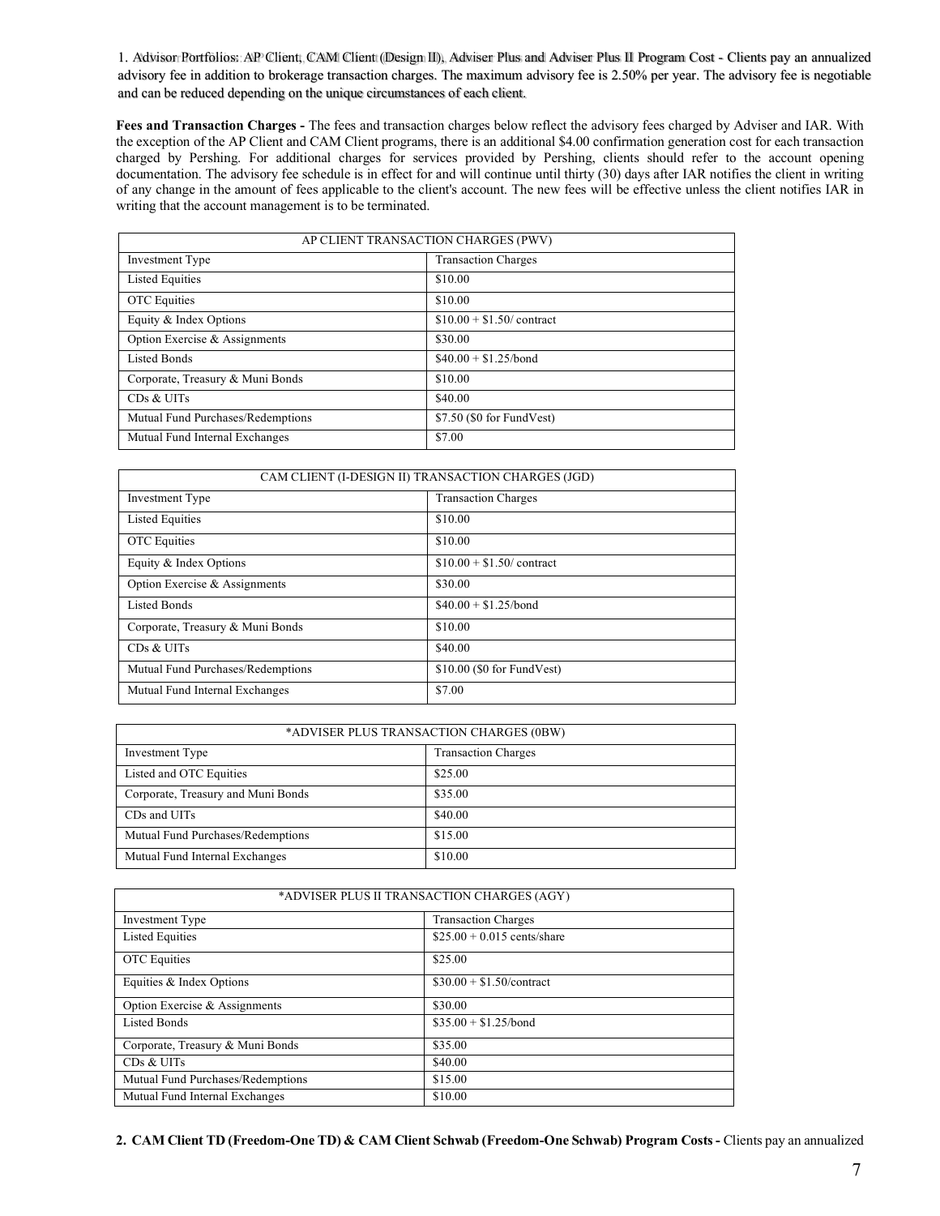1. Advisor Portfolios: AP Client, CAM Client (Design II), Adviser Plus and Adviser Plus II Program Cost - Clients pay an annualized advisory fee in addition to brokerage transaction charges. The maximum advisory fee is 2.50% per year. The advisory fee is negotiable and can be reduced depending on the unique circumstances of each client.

**Fees and Transaction Charges -** The fees and transaction charges below reflect the advisory fees charged by Adviser and IAR. With the exception of the AP Client and CAM Client programs, there is an additional $4.00 confirmation generation cost for each transaction charged by Pershing. For additional charges for services provided by Pershing, clients should refer to the account opening documentation. The advisory fee schedule is in effect for and will continue until thirty (30) days after IAR notifies the client in writing of any change in the amount of fees applicable to the client's account. The new fees will be effective unless the client notifies IAR in writing that the account management is to be terminated.

| AP CLIENT TRANSACTION CHARGES (PWV) | |
|---|---|
| Investment Type | Transaction Charges |
| Listed Equities | $10.00 |
| OTC Equities | $10.00 |
| Equity & Index Options | $10.00 + $1.50/ contract |
| Option Exercise & Assignments | $30.00 |
| Listed Bonds | $40.00 + $1.25/bond |
| Corporate, Treasury & Muni Bonds | $10.00 |
| CDs & UITs | $40.00 |
| Mutual Fund Purchases/Redemptions | $7.50 ($0 for FundVest) |
| Mutual Fund Internal Exchanges | $7.00 |

| CAM CLIENT (I-DESIGN II) TRANSACTION CHARGES (JGD) | |
|---|---|
| Investment Type | Transaction Charges |
| Listed Equities | $10.00 |
| OTC Equities | $10.00 |
| Equity & Index Options | $10.00 + $1.50/ contract |
| Option Exercise & Assignments | $30.00 |
| Listed Bonds | $40.00 + $1.25/bond |
| Corporate, Treasury & Muni Bonds | $10.00 |
| CDs & UITs | $40.00 |
| Mutual Fund Purchases/Redemptions | $10.00 ($0 for FundVest) |
| Mutual Fund Internal Exchanges | $7.00 |

| *ADVISER PLUS TRANSACTION CHARGES (0BW) | |
|---|---|
| Investment Type | Transaction Charges |
| Listed and OTC Equities | $25.00 |
| Corporate, Treasury and Muni Bonds | $35.00 |
| CDs and UITs | $40.00 |
| Mutual Fund Purchases/Redemptions | $15.00 |
| Mutual Fund Internal Exchanges | $10.00 |

| *ADVISER PLUS II TRANSACTION CHARGES (AGY) | |
|---|---|
| Investment Type | Transaction Charges |
| Listed Equities | $25.00 + 0.015 cents/share |
| OTC Equities | $25.00 |
| Equities & Index Options | $30.00 + $1.50/contract |
| Option Exercise & Assignments | $30.00 |
| Listed Bonds | $35.00 + $1.25/bond |
| Corporate, Treasury & Muni Bonds | $35.00 |
| CDs & UITs | $40.00 |
| Mutual Fund Purchases/Redemptions | $15.00 |
| Mutual Fund Internal Exchanges | $10.00 |

**2. CAM Client TD (Freedom-One TD) & CAM Client Schwab (Freedom-One Schwab) Program Costs -** Clients pay an annualized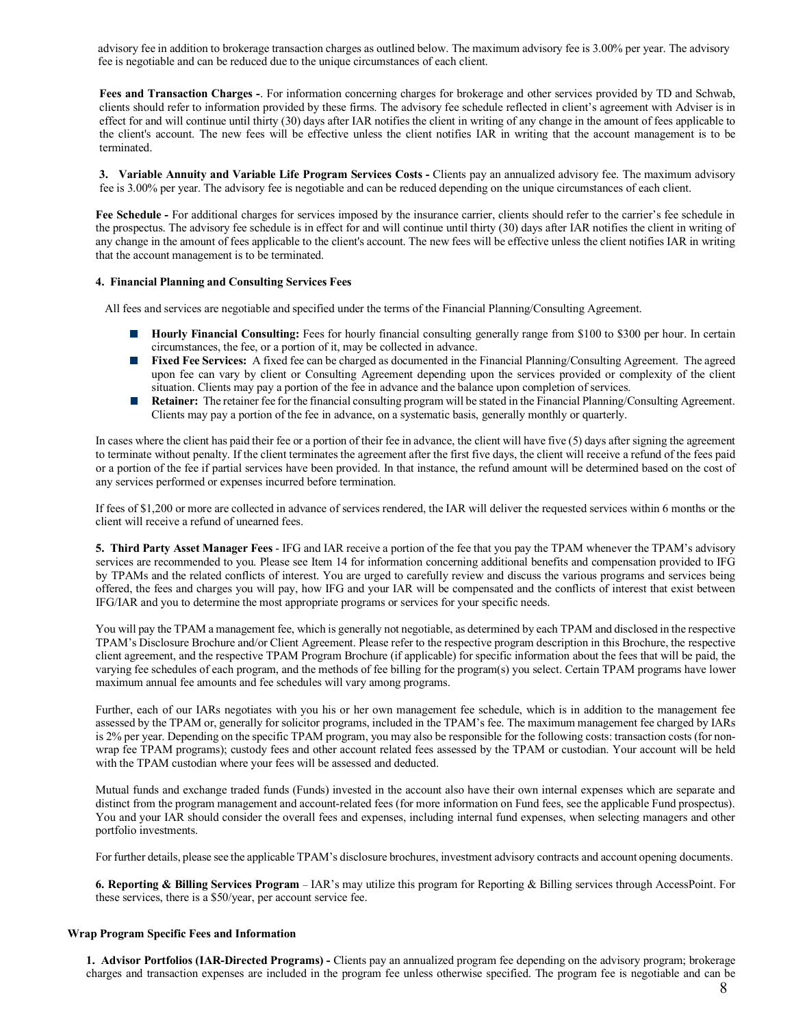advisory fee in addition to brokerage transaction charges as outlined below. The maximum advisory fee is 3.00% per year. The advisory fee is negotiable and can be reduced due to the unique circumstances of each client.

**Fees and Transaction Charges -**. For information concerning charges for brokerage and other services provided by TD and Schwab, clients should refer to information provided by these firms. The advisory fee schedule reflected in client's agreement with Adviser is in effect for and will continue until thirty (30) days after IAR notifies the client in writing of any change in the amount of fees applicable to the client's account. The new fees will be effective unless the client notifies IAR in writing that the account management is to be terminated.

**3. Variable Annuity and Variable Life Program Services Costs -** Clients pay an annualized advisory fee. The maximum advisory fee is 3.00% per year. The advisory fee is negotiable and can be reduced depending on the unique circumstances of each client.

**Fee Schedule -** For additional charges for services imposed by the insurance carrier, clients should refer to the carrier's fee schedule in the prospectus. The advisory fee schedule is in effect for and will continue until thirty (30) days after IAR notifies the client in writing of any change in the amount of fees applicable to the client's account. The new fees will be effective unless the client notifies IAR in writing that the account management is to be terminated.

**4. Financial Planning and Consulting Services Fees**

All fees and services are negotiable and specified under the terms of the Financial Planning/Consulting Agreement.

- **Hourly Financial Consulting:** Fees for hourly financial consulting generally range from $100 to $300 per hour. In certain circumstances, the fee, or a portion of it, may be collected in advance.
- **Fixed Fee Services:** A fixed fee can be charged as documented in the Financial Planning/Consulting Agreement. The agreed upon fee can vary by client or Consulting Agreement depending upon the services provided or complexity of the client situation. Clients may pay a portion of the fee in advance and the balance upon completion of services.
- **Retainer:** The retainer fee for the financial consulting program will be stated in the Financial Planning/Consulting Agreement. Clients may pay a portion of the fee in advance, on a systematic basis, generally monthly or quarterly.

In cases where the client has paid their fee or a portion of their fee in advance, the client will have five (5) days after signing the agreement to terminate without penalty. If the client terminates the agreement after the first five days, the client will receive a refund of the fees paid or a portion of the fee if partial services have been provided. In that instance, the refund amount will be determined based on the cost of any services performed or expenses incurred before termination.

If fees of $1,200 or more are collected in advance of services rendered, the IAR will deliver the requested services within 6 months or the client will receive a refund of unearned fees.

**5. Third Party Asset Manager Fees** - IFG and IAR receive a portion of the fee that you pay the TPAM whenever the TPAM's advisory services are recommended to you. Please see Item 14 for information concerning additional benefits and compensation provided to IFG by TPAMs and the related conflicts of interest. You are urged to carefully review and discuss the various programs and services being offered, the fees and charges you will pay, how IFG and your IAR will be compensated and the conflicts of interest that exist between IFG/IAR and you to determine the most appropriate programs or services for your specific needs.

You will pay the TPAM a management fee, which is generally not negotiable, as determined by each TPAM and disclosed in the respective TPAM's Disclosure Brochure and/or Client Agreement. Please refer to the respective program description in this Brochure, the respective client agreement, and the respective TPAM Program Brochure (if applicable) for specific information about the fees that will be paid, the varying fee schedules of each program, and the methods of fee billing for the program(s) you select. Certain TPAM programs have lower maximum annual fee amounts and fee schedules will vary among programs.

Further, each of our IARs negotiates with you his or her own management fee schedule, which is in addition to the management fee assessed by the TPAM or, generally for solicitor programs, included in the TPAM's fee. The maximum management fee charged by IARs is 2% per year. Depending on the specific TPAM program, you may also be responsible for the following costs: transaction costs (for non-wrap fee TPAM programs); custody fees and other account related fees assessed by the TPAM or custodian. Your account will be held with the TPAM custodian where your fees will be assessed and deducted.

Mutual funds and exchange traded funds (Funds) invested in the account also have their own internal expenses which are separate and distinct from the program management and account-related fees (for more information on Fund fees, see the applicable Fund prospectus). You and your IAR should consider the overall fees and expenses, including internal fund expenses, when selecting managers and other portfolio investments.

For further details, please see the applicable TPAM's disclosure brochures, investment advisory contracts and account opening documents.

**6. Reporting & Billing Services Program** – IAR's may utilize this program for Reporting & Billing services through AccessPoint. For these services, there is a $50/year, per account service fee.

**Wrap Program Specific Fees and Information**

**1. Advisor Portfolios (IAR-Directed Programs) -** Clients pay an annualized program fee depending on the advisory program; brokerage charges and transaction expenses are included in the program fee unless otherwise specified. The program fee is negotiable and can be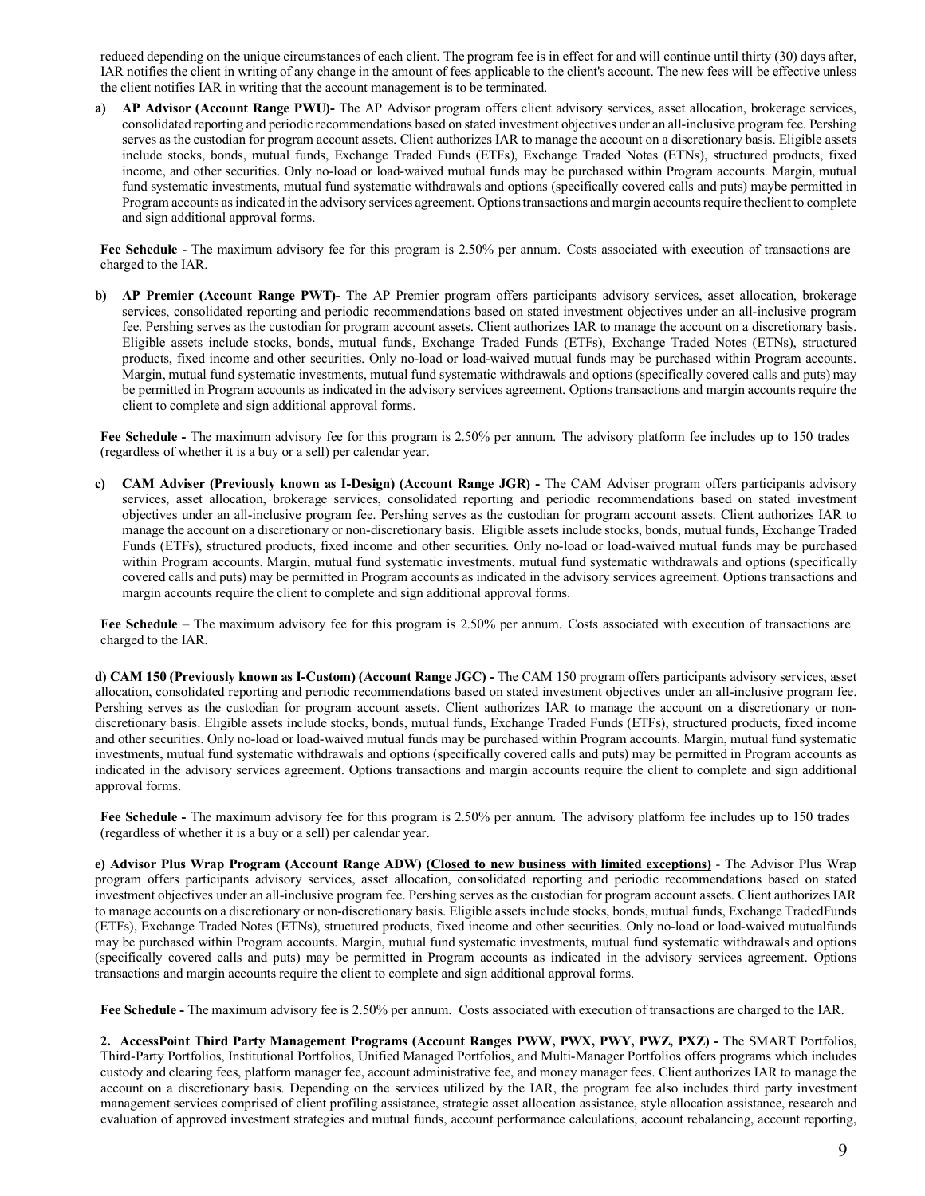reduced depending on the unique circumstances of each client. The program fee is in effect for and will continue until thirty (30) days after, IAR notifies the client in writing of any change in the amount of fees applicable to the client's account. The new fees will be effective unless the client notifies IAR in writing that the account management is to be terminated.

a) **AP Advisor (Account Range PWU)-** The AP Advisor program offers client advisory services, asset allocation, brokerage services, consolidated reporting and periodic recommendations based on stated investment objectives under an all-inclusive program fee. Pershing serves as the custodian for program account assets. Client authorizes IAR to manage the account on a discretionary basis. Eligible assets include stocks, bonds, mutual funds, Exchange Traded Funds (ETFs), Exchange Traded Notes (ETNs), structured products, fixed income, and other securities. Only no-load or load-waived mutual funds may be purchased within Program accounts. Margin, mutual fund systematic investments, mutual fund systematic withdrawals and options (specifically covered calls and puts) maybe permitted in Program accounts as indicated in the advisory services agreement. Options transactions and margin accounts require theclient to complete and sign additional approval forms.

**Fee Schedule** - The maximum advisory fee for this program is 2.50% per annum. Costs associated with execution of transactions are charged to the IAR.

b) **AP Premier (Account Range PWT)-** The AP Premier program offers participants advisory services, asset allocation, brokerage services, consolidated reporting and periodic recommendations based on stated investment objectives under an all-inclusive program fee. Pershing serves as the custodian for program account assets. Client authorizes IAR to manage the account on a discretionary basis. Eligible assets include stocks, bonds, mutual funds, Exchange Traded Funds (ETFs), Exchange Traded Notes (ETNs), structured products, fixed income and other securities. Only no-load or load-waived mutual funds may be purchased within Program accounts. Margin, mutual fund systematic investments, mutual fund systematic withdrawals and options (specifically covered calls and puts) may be permitted in Program accounts as indicated in the advisory services agreement. Options transactions and margin accounts require the client to complete and sign additional approval forms.

**Fee Schedule -** The maximum advisory fee for this program is 2.50% per annum. The advisory platform fee includes up to 150 trades (regardless of whether it is a buy or a sell) per calendar year.

c) **CAM Adviser (Previously known as I-Design) (Account Range JGR) -** The CAM Adviser program offers participants advisory services, asset allocation, brokerage services, consolidated reporting and periodic recommendations based on stated investment objectives under an all-inclusive program fee. Pershing serves as the custodian for program account assets. Client authorizes IAR to manage the account on a discretionary or non-discretionary basis. Eligible assets include stocks, bonds, mutual funds, Exchange Traded Funds (ETFs), structured products, fixed income and other securities. Only no-load or load-waived mutual funds may be purchased within Program accounts. Margin, mutual fund systematic investments, mutual fund systematic withdrawals and options (specifically covered calls and puts) may be permitted in Program accounts as indicated in the advisory services agreement. Options transactions and margin accounts require the client to complete and sign additional approval forms.

**Fee Schedule** – The maximum advisory fee for this program is 2.50% per annum. Costs associated with execution of transactions are charged to the IAR.

**d) CAM 150 (Previously known as I-Custom) (Account Range JGC) -** The CAM 150 program offers participants advisory services, asset allocation, consolidated reporting and periodic recommendations based on stated investment objectives under an all-inclusive program fee. Pershing serves as the custodian for program account assets. Client authorizes IAR to manage the account on a discretionary or non-discretionary basis. Eligible assets include stocks, bonds, mutual funds, Exchange Traded Funds (ETFs), structured products, fixed income and other securities. Only no-load or load-waived mutual funds may be purchased within Program accounts. Margin, mutual fund systematic investments, mutual fund systematic withdrawals and options (specifically covered calls and puts) may be permitted in Program accounts as indicated in the advisory services agreement. Options transactions and margin accounts require the client to complete and sign additional approval forms.

**Fee Schedule -** The maximum advisory fee for this program is 2.50% per annum. The advisory platform fee includes up to 150 trades (regardless of whether it is a buy or a sell) per calendar year.

**e) Advisor Plus Wrap Program (Account Range ADW) <u>(Closed to new business with limited exceptions)</u>** - The Advisor Plus Wrap program offers participants advisory services, asset allocation, consolidated reporting and periodic recommendations based on stated investment objectives under an all-inclusive program fee. Pershing serves as the custodian for program account assets. Client authorizes IAR to manage accounts on a discretionary or non-discretionary basis. Eligible assets include stocks, bonds, mutual funds, Exchange TradedFunds (ETFs), Exchange Traded Notes (ETNs), structured products, fixed income and other securities. Only no-load or load-waived mutualfunds may be purchased within Program accounts. Margin, mutual fund systematic investments, mutual fund systematic withdrawals and options (specifically covered calls and puts) may be permitted in Program accounts as indicated in the advisory services agreement. Options transactions and margin accounts require the client to complete and sign additional approval forms.

**Fee Schedule -** The maximum advisory fee is 2.50% per annum. Costs associated with execution of transactions are charged to the IAR.

**2. AccessPoint Third Party Management Programs (Account Ranges PWW, PWX, PWY, PWZ, PXZ) -** The SMART Portfolios, Third-Party Portfolios, Institutional Portfolios, Unified Managed Portfolios, and Multi-Manager Portfolios offers programs which includes custody and clearing fees, platform manager fee, account administrative fee, and money manager fees. Client authorizes IAR to manage the account on a discretionary basis. Depending on the services utilized by the IAR, the program fee also includes third party investment management services comprised of client profiling assistance, strategic asset allocation assistance, style allocation assistance, research and evaluation of approved investment strategies and mutual funds, account performance calculations, account rebalancing, account reporting,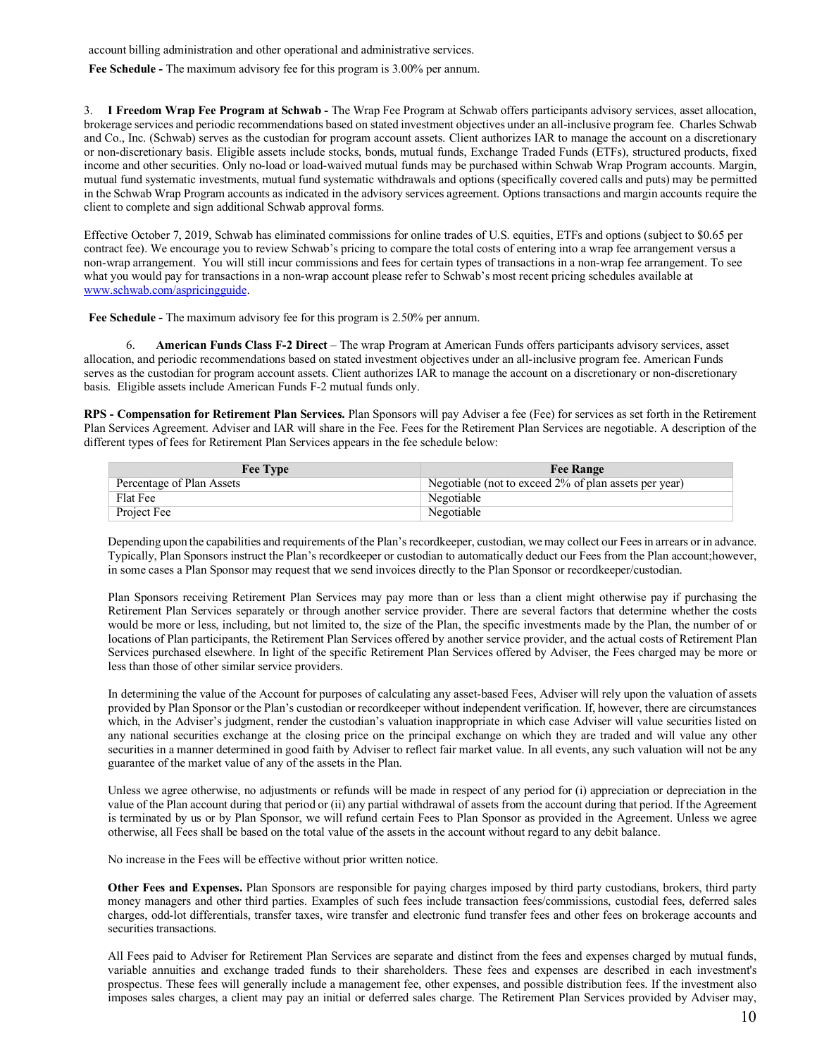account billing administration and other operational and administrative services.

**Fee Schedule -** The maximum advisory fee for this program is 3.00% per annum.

3. **I Freedom Wrap Fee Program at Schwab -** The Wrap Fee Program at Schwab offers participants advisory services, asset allocation, brokerage services and periodic recommendations based on stated investment objectives under an all-inclusive program fee. Charles Schwab and Co., Inc. (Schwab) serves as the custodian for program account assets. Client authorizes IAR to manage the account on a discretionary or non-discretionary basis. Eligible assets include stocks, bonds, mutual funds, Exchange Traded Funds (ETFs), structured products, fixed income and other securities. Only no-load or load-waived mutual funds may be purchased within Schwab Wrap Program accounts. Margin, mutual fund systematic investments, mutual fund systematic withdrawals and options (specifically covered calls and puts) may be permitted in the Schwab Wrap Program accounts as indicated in the advisory services agreement. Options transactions and margin accounts require the client to complete and sign additional Schwab approval forms.

Effective October 7, 2019, Schwab has eliminated commissions for online trades of U.S. equities, ETFs and options (subject to $0.65 per contract fee). We encourage you to review Schwab's pricing to compare the total costs of entering into a wrap fee arrangement versus a non-wrap arrangement. You will still incur commissions and fees for certain types of transactions in a non-wrap fee arrangement. To see what you would pay for transactions in a non-wrap account please refer to Schwab's most recent pricing schedules available at www.schwab.com/aspricingguide.

**Fee Schedule -** The maximum advisory fee for this program is 2.50% per annum.

6. **American Funds Class F-2 Direct** – The wrap Program at American Funds offers participants advisory services, asset allocation, and periodic recommendations based on stated investment objectives under an all-inclusive program fee. American Funds serves as the custodian for program account assets. Client authorizes IAR to manage the account on a discretionary or non-discretionary basis. Eligible assets include American Funds F-2 mutual funds only.

**RPS - Compensation for Retirement Plan Services.** Plan Sponsors will pay Adviser a fee (Fee) for services as set forth in the Retirement Plan Services Agreement. Adviser and IAR will share in the Fee. Fees for the Retirement Plan Services are negotiable. A description of the different types of fees for Retirement Plan Services appears in the fee schedule below:

| Fee Type | Fee Range |
|---|---|
| Percentage of Plan Assets | Negotiable (not to exceed 2% of plan assets per year) |
| Flat Fee | Negotiable |
| Project Fee | Negotiable |

Depending upon the capabilities and requirements of the Plan's recordkeeper, custodian, we may collect our Fees in arrears or in advance. Typically, Plan Sponsors instruct the Plan's recordkeeper or custodian to automatically deduct our Fees from the Plan account;however, in some cases a Plan Sponsor may request that we send invoices directly to the Plan Sponsor or recordkeeper/custodian.

Plan Sponsors receiving Retirement Plan Services may pay more than or less than a client might otherwise pay if purchasing the Retirement Plan Services separately or through another service provider. There are several factors that determine whether the costs would be more or less, including, but not limited to, the size of the Plan, the specific investments made by the Plan, the number of or locations of Plan participants, the Retirement Plan Services offered by another service provider, and the actual costs of Retirement Plan Services purchased elsewhere. In light of the specific Retirement Plan Services offered by Adviser, the Fees charged may be more or less than those of other similar service providers.

In determining the value of the Account for purposes of calculating any asset-based Fees, Adviser will rely upon the valuation of assets provided by Plan Sponsor or the Plan's custodian or recordkeeper without independent verification. If, however, there are circumstances which, in the Adviser's judgment, render the custodian's valuation inappropriate in which case Adviser will value securities listed on any national securities exchange at the closing price on the principal exchange on which they are traded and will value any other securities in a manner determined in good faith by Adviser to reflect fair market value. In all events, any such valuation will not be any guarantee of the market value of any of the assets in the Plan.

Unless we agree otherwise, no adjustments or refunds will be made in respect of any period for (i) appreciation or depreciation in the value of the Plan account during that period or (ii) any partial withdrawal of assets from the account during that period. If the Agreement is terminated by us or by Plan Sponsor, we will refund certain Fees to Plan Sponsor as provided in the Agreement. Unless we agree otherwise, all Fees shall be based on the total value of the assets in the account without regard to any debit balance.

No increase in the Fees will be effective without prior written notice.

**Other Fees and Expenses.** Plan Sponsors are responsible for paying charges imposed by third party custodians, brokers, third party money managers and other third parties. Examples of such fees include transaction fees/commissions, custodial fees, deferred sales charges, odd-lot differentials, transfer taxes, wire transfer and electronic fund transfer fees and other fees on brokerage accounts and securities transactions.

All Fees paid to Adviser for Retirement Plan Services are separate and distinct from the fees and expenses charged by mutual funds, variable annuities and exchange traded funds to their shareholders. These fees and expenses are described in each investment's prospectus. These fees will generally include a management fee, other expenses, and possible distribution fees. If the investment also imposes sales charges, a client may pay an initial or deferred sales charge. The Retirement Plan Services provided by Adviser may,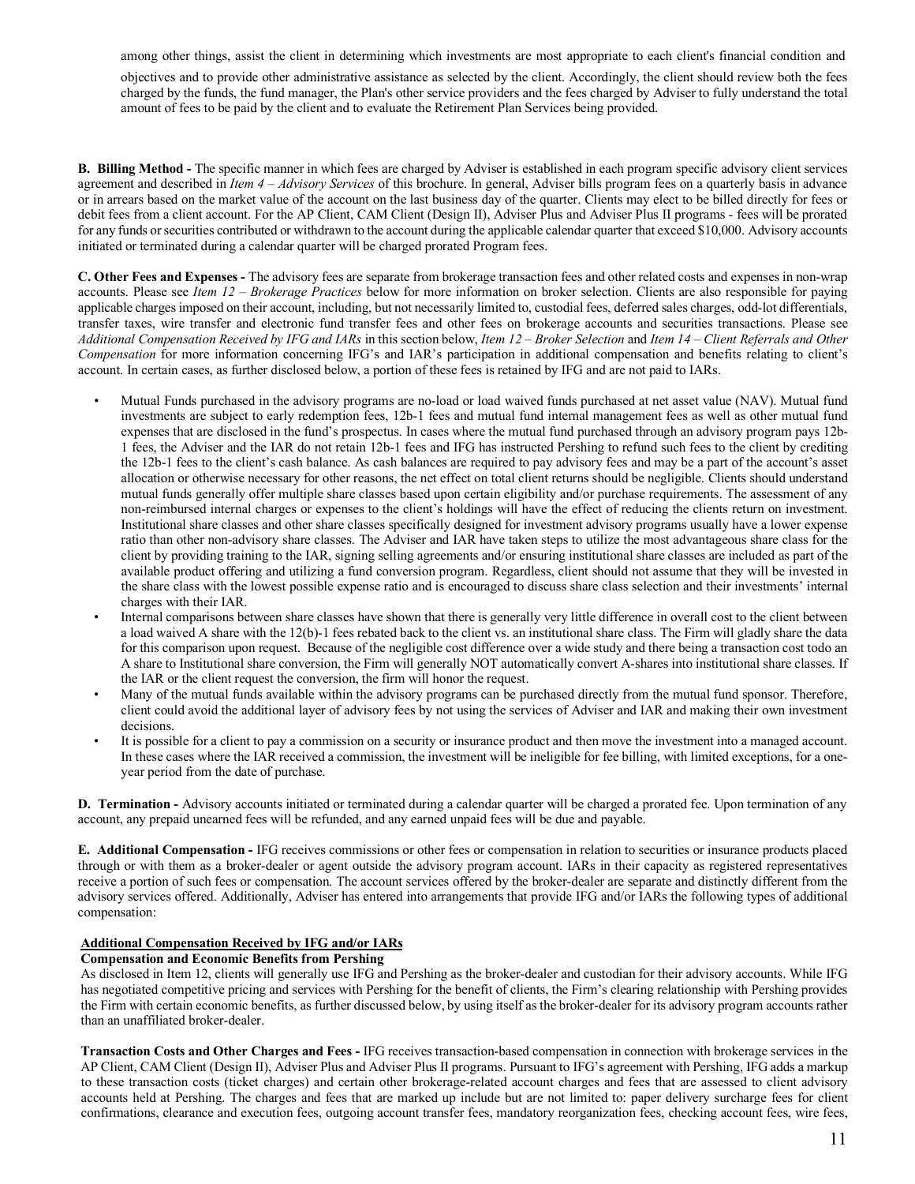among other things, assist the client in determining which investments are most appropriate to each client's financial condition and objectives and to provide other administrative assistance as selected by the client. Accordingly, the client should review both the fees charged by the funds, the fund manager, the Plan's other service providers and the fees charged by Adviser to fully understand the total amount of fees to be paid by the client and to evaluate the Retirement Plan Services being provided.

**B. Billing Method -** The specific manner in which fees are charged by Adviser is established in each program specific advisory client services agreement and described in *Item 4 – Advisory Services* of this brochure. In general, Adviser bills program fees on a quarterly basis in advance or in arrears based on the market value of the account on the last business day of the quarter. Clients may elect to be billed directly for fees or debit fees from a client account. For the AP Client, CAM Client (Design II), Adviser Plus and Adviser Plus II programs - fees will be prorated for any funds or securities contributed or withdrawn to the account during the applicable calendar quarter that exceed $10,000. Advisory accounts initiated or terminated during a calendar quarter will be charged prorated Program fees.

**C. Other Fees and Expenses -** The advisory fees are separate from brokerage transaction fees and other related costs and expenses in non-wrap accounts. Please see *Item 12 – Brokerage Practices* below for more information on broker selection. Clients are also responsible for paying applicable charges imposed on their account, including, but not necessarily limited to, custodial fees, deferred sales charges, odd-lot differentials, transfer taxes, wire transfer and electronic fund transfer fees and other fees on brokerage accounts and securities transactions. Please see *Additional Compensation Received by IFG and IARs* in this section below, *Item 12 – Broker Selection* and *Item 14 – Client Referrals and Other Compensation* for more information concerning IFG's and IAR's participation in additional compensation and benefits relating to client's account. In certain cases, as further disclosed below, a portion of these fees is retained by IFG and are not paid to IARs.

- Mutual Funds purchased in the advisory programs are no-load or load waived funds purchased at net asset value (NAV). Mutual fund investments are subject to early redemption fees, 12b-1 fees and mutual fund internal management fees as well as other mutual fund expenses that are disclosed in the fund's prospectus. In cases where the mutual fund purchased through an advisory program pays 12b-1 fees, the Adviser and the IAR do not retain 12b-1 fees and IFG has instructed Pershing to refund such fees to the client by crediting the 12b-1 fees to the client's cash balance. As cash balances are required to pay advisory fees and may be a part of the account's asset allocation or otherwise necessary for other reasons, the net effect on total client returns should be negligible. Clients should understand mutual funds generally offer multiple share classes based upon certain eligibility and/or purchase requirements. The assessment of any non-reimbursed internal charges or expenses to the client's holdings will have the effect of reducing the clients return on investment. Institutional share classes and other share classes specifically designed for investment advisory programs usually have a lower expense ratio than other non-advisory share classes. The Adviser and IAR have taken steps to utilize the most advantageous share class for the client by providing training to the IAR, signing selling agreements and/or ensuring institutional share classes are included as part of the available product offering and utilizing a fund conversion program. Regardless, client should not assume that they will be invested in the share class with the lowest possible expense ratio and is encouraged to discuss share class selection and their investments' internal charges with their IAR.
- Internal comparisons between share classes have shown that there is generally very little difference in overall cost to the client between a load waived A share with the 12(b)-1 fees rebated back to the client vs. an institutional share class. The Firm will gladly share the data for this comparison upon request. Because of the negligible cost difference over a wide study and there being a transaction cost todo an A share to Institutional share conversion, the Firm will generally NOT automatically convert A-shares into institutional share classes. If the IAR or the client request the conversion, the firm will honor the request.
- Many of the mutual funds available within the advisory programs can be purchased directly from the mutual fund sponsor. Therefore, client could avoid the additional layer of advisory fees by not using the services of Adviser and IAR and making their own investment decisions.
- It is possible for a client to pay a commission on a security or insurance product and then move the investment into a managed account. In these cases where the IAR received a commission, the investment will be ineligible for fee billing, with limited exceptions, for a one-year period from the date of purchase.

**D. Termination -** Advisory accounts initiated or terminated during a calendar quarter will be charged a prorated fee. Upon termination of any account, any prepaid unearned fees will be refunded, and any earned unpaid fees will be due and payable.

**E. Additional Compensation -** IFG receives commissions or other fees or compensation in relation to securities or insurance products placed through or with them as a broker-dealer or agent outside the advisory program account. IARs in their capacity as registered representatives receive a portion of such fees or compensation. The account services offered by the broker-dealer are separate and distinctly different from the advisory services offered. Additionally, Adviser has entered into arrangements that provide IFG and/or IARs the following types of additional compensation:

**Additional Compensation Received by IFG and/or IARs**

**Compensation and Economic Benefits from Pershing**

As disclosed in Item 12, clients will generally use IFG and Pershing as the broker-dealer and custodian for their advisory accounts. While IFG has negotiated competitive pricing and services with Pershing for the benefit of clients, the Firm's clearing relationship with Pershing provides the Firm with certain economic benefits, as further discussed below, by using itself as the broker-dealer for its advisory program accounts rather than an unaffiliated broker-dealer.

**Transaction Costs and Other Charges and Fees -** IFG receives transaction-based compensation in connection with brokerage services in the AP Client, CAM Client (Design II), Adviser Plus and Adviser Plus II programs. Pursuant to IFG's agreement with Pershing, IFG adds a markup to these transaction costs (ticket charges) and certain other brokerage-related account charges and fees that are assessed to client advisory accounts held at Pershing. The charges and fees that are marked up include but are not limited to: paper delivery surcharge fees for client confirmations, clearance and execution fees, outgoing account transfer fees, mandatory reorganization fees, checking account fees, wire fees,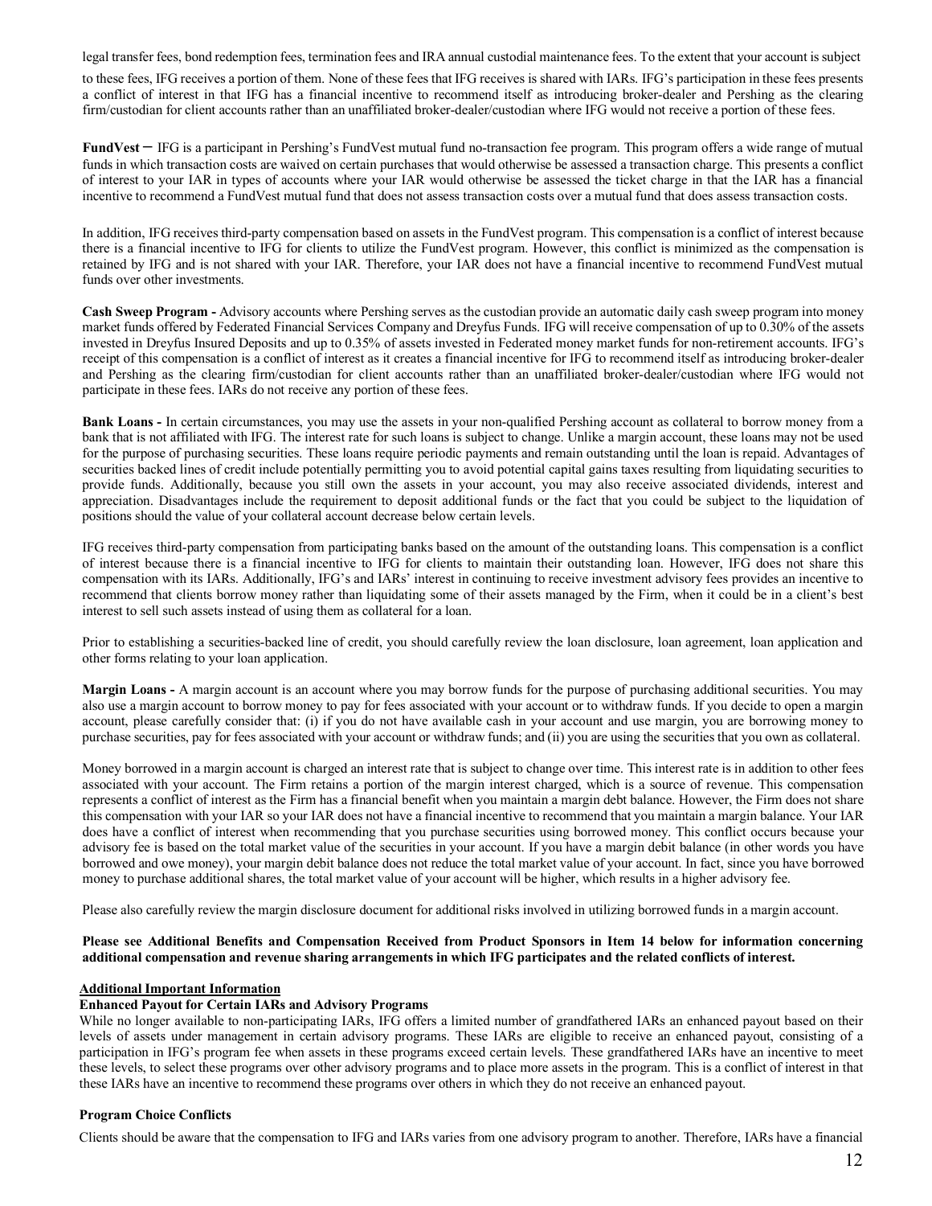legal transfer fees, bond redemption fees, termination fees and IRA annual custodial maintenance fees. To the extent that your account is subject to these fees, IFG receives a portion of them. None of these fees that IFG receives is shared with IARs. IFG's participation in these fees presents a conflict of interest in that IFG has a financial incentive to recommend itself as introducing broker-dealer and Pershing as the clearing firm/custodian for client accounts rather than an unaffiliated broker-dealer/custodian where IFG would not receive a portion of these fees.

**FundVest –** IFG is a participant in Pershing's FundVest mutual fund no-transaction fee program. This program offers a wide range of mutual funds in which transaction costs are waived on certain purchases that would otherwise be assessed a transaction charge. This presents a conflict of interest to your IAR in types of accounts where your IAR would otherwise be assessed the ticket charge in that the IAR has a financial incentive to recommend a FundVest mutual fund that does not assess transaction costs over a mutual fund that does assess transaction costs.

In addition, IFG receives third-party compensation based on assets in the FundVest program. This compensation is a conflict of interest because there is a financial incentive to IFG for clients to utilize the FundVest program. However, this conflict is minimized as the compensation is retained by IFG and is not shared with your IAR. Therefore, your IAR does not have a financial incentive to recommend FundVest mutual funds over other investments.

**Cash Sweep Program -** Advisory accounts where Pershing serves as the custodian provide an automatic daily cash sweep program into money market funds offered by Federated Financial Services Company and Dreyfus Funds. IFG will receive compensation of up to 0.30% of the assets invested in Dreyfus Insured Deposits and up to 0.35% of assets invested in Federated money market funds for non-retirement accounts. IFG's receipt of this compensation is a conflict of interest as it creates a financial incentive for IFG to recommend itself as introducing broker-dealer and Pershing as the clearing firm/custodian for client accounts rather than an unaffiliated broker-dealer/custodian where IFG would not participate in these fees. IARs do not receive any portion of these fees.

**Bank Loans -** In certain circumstances, you may use the assets in your non-qualified Pershing account as collateral to borrow money from a bank that is not affiliated with IFG. The interest rate for such loans is subject to change. Unlike a margin account, these loans may not be used for the purpose of purchasing securities. These loans require periodic payments and remain outstanding until the loan is repaid. Advantages of securities backed lines of credit include potentially permitting you to avoid potential capital gains taxes resulting from liquidating securities to provide funds. Additionally, because you still own the assets in your account, you may also receive associated dividends, interest and appreciation. Disadvantages include the requirement to deposit additional funds or the fact that you could be subject to the liquidation of positions should the value of your collateral account decrease below certain levels.

IFG receives third-party compensation from participating banks based on the amount of the outstanding loans. This compensation is a conflict of interest because there is a financial incentive to IFG for clients to maintain their outstanding loan. However, IFG does not share this compensation with its IARs. Additionally, IFG's and IARs' interest in continuing to receive investment advisory fees provides an incentive to recommend that clients borrow money rather than liquidating some of their assets managed by the Firm, when it could be in a client's best interest to sell such assets instead of using them as collateral for a loan.

Prior to establishing a securities-backed line of credit, you should carefully review the loan disclosure, loan agreement, loan application and other forms relating to your loan application.

**Margin Loans -** A margin account is an account where you may borrow funds for the purpose of purchasing additional securities. You may also use a margin account to borrow money to pay for fees associated with your account or to withdraw funds. If you decide to open a margin account, please carefully consider that: (i) if you do not have available cash in your account and use margin, you are borrowing money to purchase securities, pay for fees associated with your account or withdraw funds; and (ii) you are using the securities that you own as collateral.

Money borrowed in a margin account is charged an interest rate that is subject to change over time. This interest rate is in addition to other fees associated with your account. The Firm retains a portion of the margin interest charged, which is a source of revenue. This compensation represents a conflict of interest as the Firm has a financial benefit when you maintain a margin debt balance. However, the Firm does not share this compensation with your IAR so your IAR does not have a financial incentive to recommend that you maintain a margin balance. Your IAR does have a conflict of interest when recommending that you purchase securities using borrowed money. This conflict occurs because your advisory fee is based on the total market value of the securities in your account. If you have a margin debit balance (in other words you have borrowed and owe money), your margin debit balance does not reduce the total market value of your account. In fact, since you have borrowed money to purchase additional shares, the total market value of your account will be higher, which results in a higher advisory fee.

Please also carefully review the margin disclosure document for additional risks involved in utilizing borrowed funds in a margin account.

**Please see Additional Benefits and Compensation Received from Product Sponsors in Item 14 below for information concerning additional compensation and revenue sharing arrangements in which IFG participates and the related conflicts of interest.**

**Additional Important Information**

**Enhanced Payout for Certain IARs and Advisory Programs**

While no longer available to non-participating IARs, IFG offers a limited number of grandfathered IARs an enhanced payout based on their levels of assets under management in certain advisory programs. These IARs are eligible to receive an enhanced payout, consisting of a participation in IFG's program fee when assets in these programs exceed certain levels. These grandfathered IARs have an incentive to meet these levels, to select these programs over other advisory programs and to place more assets in the program. This is a conflict of interest in that these IARs have an incentive to recommend these programs over others in which they do not receive an enhanced payout.

**Program Choice Conflicts**

Clients should be aware that the compensation to IFG and IARs varies from one advisory program to another. Therefore, IARs have a financial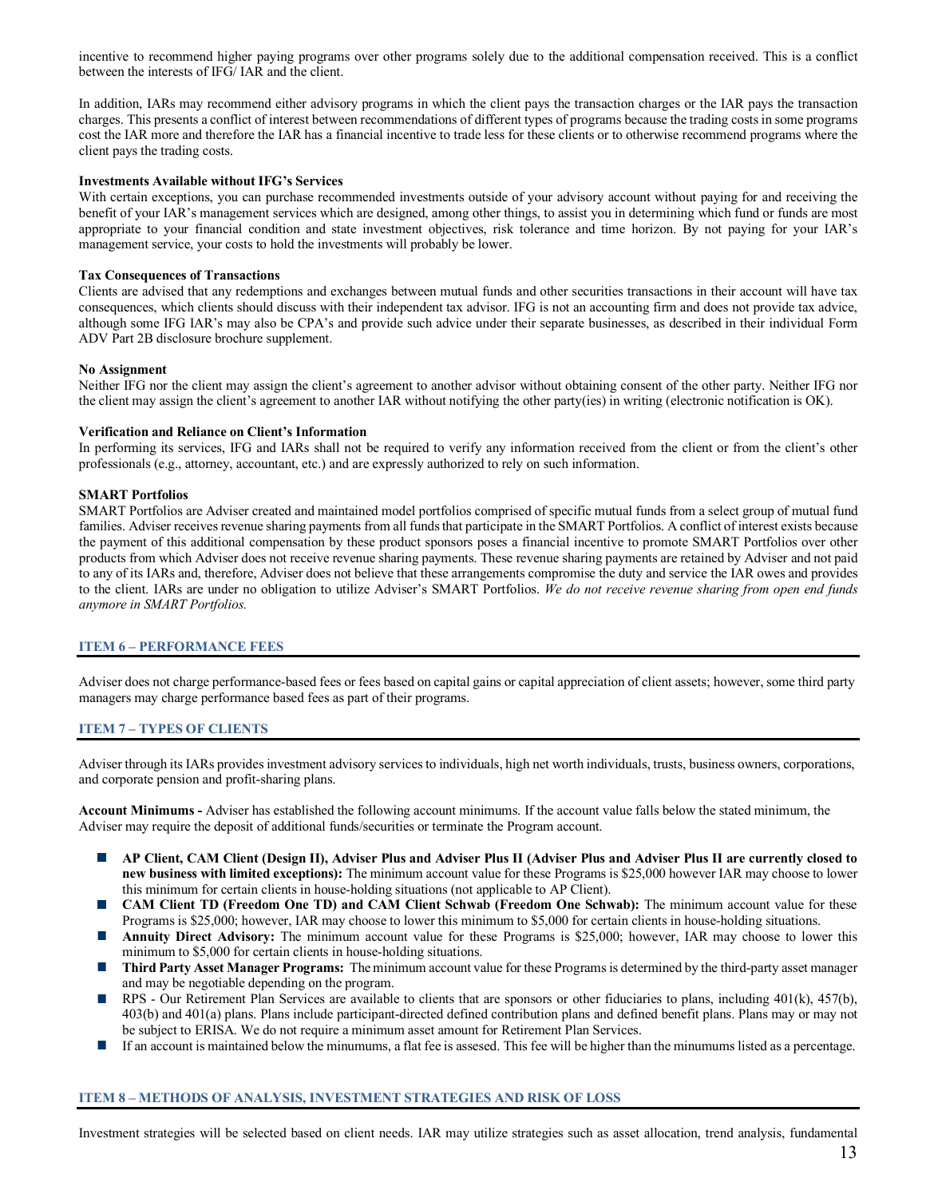incentive to recommend higher paying programs over other programs solely due to the additional compensation received. This is a conflict between the interests of IFG/ IAR and the client.

In addition, IARs may recommend either advisory programs in which the client pays the transaction charges or the IAR pays the transaction charges. This presents a conflict of interest between recommendations of different types of programs because the trading costs in some programs cost the IAR more and therefore the IAR has a financial incentive to trade less for these clients or to otherwise recommend programs where the client pays the trading costs.

**Investments Available without IFG's Services**

With certain exceptions, you can purchase recommended investments outside of your advisory account without paying for and receiving the benefit of your IAR's management services which are designed, among other things, to assist you in determining which fund or funds are most appropriate to your financial condition and state investment objectives, risk tolerance and time horizon. By not paying for your IAR's management service, your costs to hold the investments will probably be lower.

**Tax Consequences of Transactions**

Clients are advised that any redemptions and exchanges between mutual funds and other securities transactions in their account will have tax consequences, which clients should discuss with their independent tax advisor. IFG is not an accounting firm and does not provide tax advice, although some IFG IAR's may also be CPA's and provide such advice under their separate businesses, as described in their individual Form ADV Part 2B disclosure brochure supplement.

**No Assignment**

Neither IFG nor the client may assign the client's agreement to another advisor without obtaining consent of the other party. Neither IFG nor the client may assign the client's agreement to another IAR without notifying the other party(ies) in writing (electronic notification is OK).

**Verification and Reliance on Client's Information**

In performing its services, IFG and IARs shall not be required to verify any information received from the client or from the client's other professionals (e.g., attorney, accountant, etc.) and are expressly authorized to rely on such information.

**SMART Portfolios**

SMART Portfolios are Adviser created and maintained model portfolios comprised of specific mutual funds from a select group of mutual fund families. Adviser receives revenue sharing payments from all funds that participate in the SMART Portfolios. A conflict of interest exists because the payment of this additional compensation by these product sponsors poses a financial incentive to promote SMART Portfolios over other products from which Adviser does not receive revenue sharing payments. These revenue sharing payments are retained by Adviser and not paid to any of its IARs and, therefore, Adviser does not believe that these arrangements compromise the duty and service the IAR owes and provides to the client. IARs are under no obligation to utilize Adviser's SMART Portfolios. *We do not receive revenue sharing from open end funds anymore in SMART Portfolios.*

## ITEM 6 – PERFORMANCE FEES

Adviser does not charge performance-based fees or fees based on capital gains or capital appreciation of client assets; however, some third party managers may charge performance based fees as part of their programs.

## ITEM 7 – TYPES OF CLIENTS

Adviser through its IARs provides investment advisory services to individuals, high net worth individuals, trusts, business owners, corporations, and corporate pension and profit-sharing plans.

**Account Minimums -** Adviser has established the following account minimums. If the account value falls below the stated minimum, the Adviser may require the deposit of additional funds/securities or terminate the Program account.

- **AP Client, CAM Client (Design II), Adviser Plus and Adviser Plus II (Adviser Plus and Adviser Plus II are currently closed to new business with limited exceptions):** The minimum account value for these Programs is $25,000 however IAR may choose to lower this minimum for certain clients in house-holding situations (not applicable to AP Client).
- **CAM Client TD (Freedom One TD) and CAM Client Schwab (Freedom One Schwab):** The minimum account value for these Programs is $25,000; however, IAR may choose to lower this minimum to $5,000 for certain clients in house-holding situations.
- **Annuity Direct Advisory:** The minimum account value for these Programs is $25,000; however, IAR may choose to lower this minimum to $5,000 for certain clients in house-holding situations.
- **Third Party Asset Manager Programs:** The minimum account value for these Programs is determined by the third-party asset manager and may be negotiable depending on the program.
- RPS - Our Retirement Plan Services are available to clients that are sponsors or other fiduciaries to plans, including 401(k), 457(b), 403(b) and 401(a) plans. Plans include participant-directed defined contribution plans and defined benefit plans. Plans may or may not be subject to ERISA. We do not require a minimum asset amount for Retirement Plan Services.
- If an account is maintained below the minumums, a flat fee is assesed. This fee will be higher than the minumums listed as a percentage.

## ITEM 8 – METHODS OF ANALYSIS, INVESTMENT STRATEGIES AND RISK OF LOSS

Investment strategies will be selected based on client needs. IAR may utilize strategies such as asset allocation, trend analysis, fundamental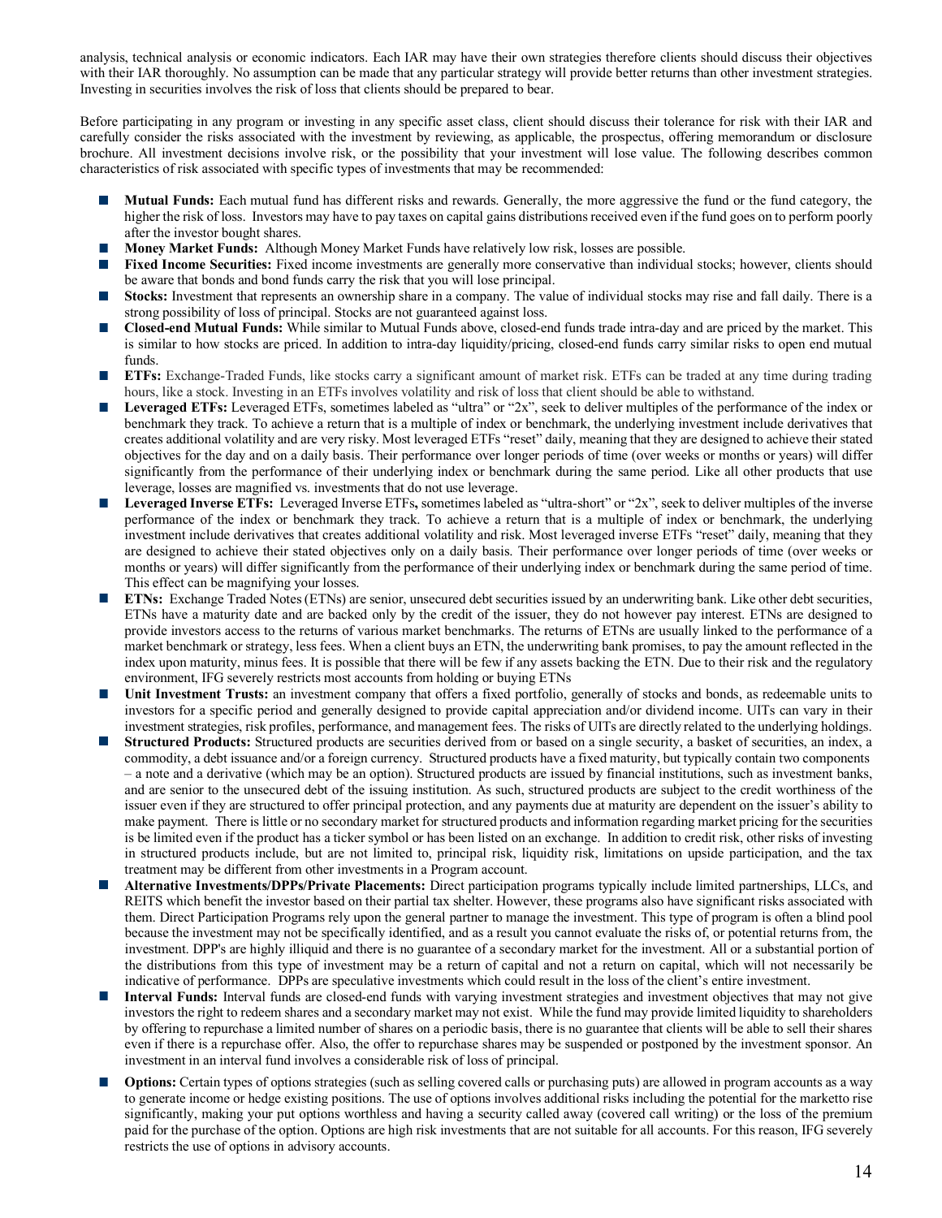analysis, technical analysis or economic indicators. Each IAR may have their own strategies therefore clients should discuss their objectives with their IAR thoroughly. No assumption can be made that any particular strategy will provide better returns than other investment strategies. Investing in securities involves the risk of loss that clients should be prepared to bear.

Before participating in any program or investing in any specific asset class, client should discuss their tolerance for risk with their IAR and carefully consider the risks associated with the investment by reviewing, as applicable, the prospectus, offering memorandum or disclosure brochure. All investment decisions involve risk, or the possibility that your investment will lose value. The following describes common characteristics of risk associated with specific types of investments that may be recommended:

- **Mutual Funds:** Each mutual fund has different risks and rewards. Generally, the more aggressive the fund or the fund category, the higher the risk of loss. Investors may have to pay taxes on capital gains distributions received even if the fund goes on to perform poorly after the investor bought shares.
- **Money Market Funds:** Although Money Market Funds have relatively low risk, losses are possible.
- **Fixed Income Securities:** Fixed income investments are generally more conservative than individual stocks; however, clients should be aware that bonds and bond funds carry the risk that you will lose principal.
- **Stocks:** Investment that represents an ownership share in a company. The value of individual stocks may rise and fall daily. There is a strong possibility of loss of principal. Stocks are not guaranteed against loss.
- **Closed-end Mutual Funds:** While similar to Mutual Funds above, closed-end funds trade intra-day and are priced by the market. This is similar to how stocks are priced. In addition to intra-day liquidity/pricing, closed-end funds carry similar risks to open end mutual funds.
- **ETFs:** Exchange-Traded Funds, like stocks carry a significant amount of market risk. ETFs can be traded at any time during trading hours, like a stock. Investing in an ETFs involves volatility and risk of loss that client should be able to withstand.
- **Leveraged ETFs:** Leveraged ETFs, sometimes labeled as "ultra" or "2x", seek to deliver multiples of the performance of the index or benchmark they track. To achieve a return that is a multiple of index or benchmark, the underlying investment include derivatives that creates additional volatility and are very risky. Most leveraged ETFs "reset" daily, meaning that they are designed to achieve their stated objectives for the day and on a daily basis. Their performance over longer periods of time (over weeks or months or years) will differ significantly from the performance of their underlying index or benchmark during the same period. Like all other products that use leverage, losses are magnified vs. investments that do not use leverage.
- **Leveraged Inverse ETFs:** Leveraged Inverse ETFs**,** sometimes labeled as "ultra-short" or "2x", seek to deliver multiples of the inverse performance of the index or benchmark they track. To achieve a return that is a multiple of index or benchmark, the underlying investment include derivatives that creates additional volatility and risk. Most leveraged inverse ETFs "reset" daily, meaning that they are designed to achieve their stated objectives only on a daily basis. Their performance over longer periods of time (over weeks or months or years) will differ significantly from the performance of their underlying index or benchmark during the same period of time. This effect can be magnifying your losses.
- **ETNs:** Exchange Traded Notes (ETNs) are senior, unsecured debt securities issued by an underwriting bank. Like other debt securities, ETNs have a maturity date and are backed only by the credit of the issuer, they do not however pay interest. ETNs are designed to provide investors access to the returns of various market benchmarks. The returns of ETNs are usually linked to the performance of a market benchmark or strategy, less fees. When a client buys an ETN, the underwriting bank promises, to pay the amount reflected in the index upon maturity, minus fees. It is possible that there will be few if any assets backing the ETN. Due to their risk and the regulatory environment, IFG severely restricts most accounts from holding or buying ETNs
- **Unit Investment Trusts:** an investment company that offers a fixed portfolio, generally of stocks and bonds, as redeemable units to investors for a specific period and generally designed to provide capital appreciation and/or dividend income. UITs can vary in their investment strategies, risk profiles, performance, and management fees. The risks of UITs are directly related to the underlying holdings.
- **Structured Products:** Structured products are securities derived from or based on a single security, a basket of securities, an index, a commodity, a debt issuance and/or a foreign currency. Structured products have a fixed maturity, but typically contain two components – a note and a derivative (which may be an option). Structured products are issued by financial institutions, such as investment banks, and are senior to the unsecured debt of the issuing institution. As such, structured products are subject to the credit worthiness of the issuer even if they are structured to offer principal protection, and any payments due at maturity are dependent on the issuer's ability to make payment. There is little or no secondary market for structured products and information regarding market pricing for the securities is be limited even if the product has a ticker symbol or has been listed on an exchange. In addition to credit risk, other risks of investing in structured products include, but are not limited to, principal risk, liquidity risk, limitations on upside participation, and the tax treatment may be different from other investments in a Program account.
- **Alternative Investments/DPPs/Private Placements:** Direct participation programs typically include limited partnerships, LLCs, and REITS which benefit the investor based on their partial tax shelter. However, these programs also have significant risks associated with them. Direct Participation Programs rely upon the general partner to manage the investment. This type of program is often a blind pool because the investment may not be specifically identified, and as a result you cannot evaluate the risks of, or potential returns from, the investment. DPP's are highly illiquid and there is no guarantee of a secondary market for the investment. All or a substantial portion of the distributions from this type of investment may be a return of capital and not a return on capital, which will not necessarily be indicative of performance. DPPs are speculative investments which could result in the loss of the client's entire investment.
- **Interval Funds:** Interval funds are closed-end funds with varying investment strategies and investment objectives that may not give investors the right to redeem shares and a secondary market may not exist. While the fund may provide limited liquidity to shareholders by offering to repurchase a limited number of shares on a periodic basis, there is no guarantee that clients will be able to sell their shares even if there is a repurchase offer. Also, the offer to repurchase shares may be suspended or postponed by the investment sponsor. An investment in an interval fund involves a considerable risk of loss of principal.
- **Options:** Certain types of options strategies (such as selling covered calls or purchasing puts) are allowed in program accounts as a way to generate income or hedge existing positions. The use of options involves additional risks including the potential for the marketto rise significantly, making your put options worthless and having a security called away (covered call writing) or the loss of the premium paid for the purchase of the option. Options are high risk investments that are not suitable for all accounts. For this reason, IFG severely restricts the use of options in advisory accounts.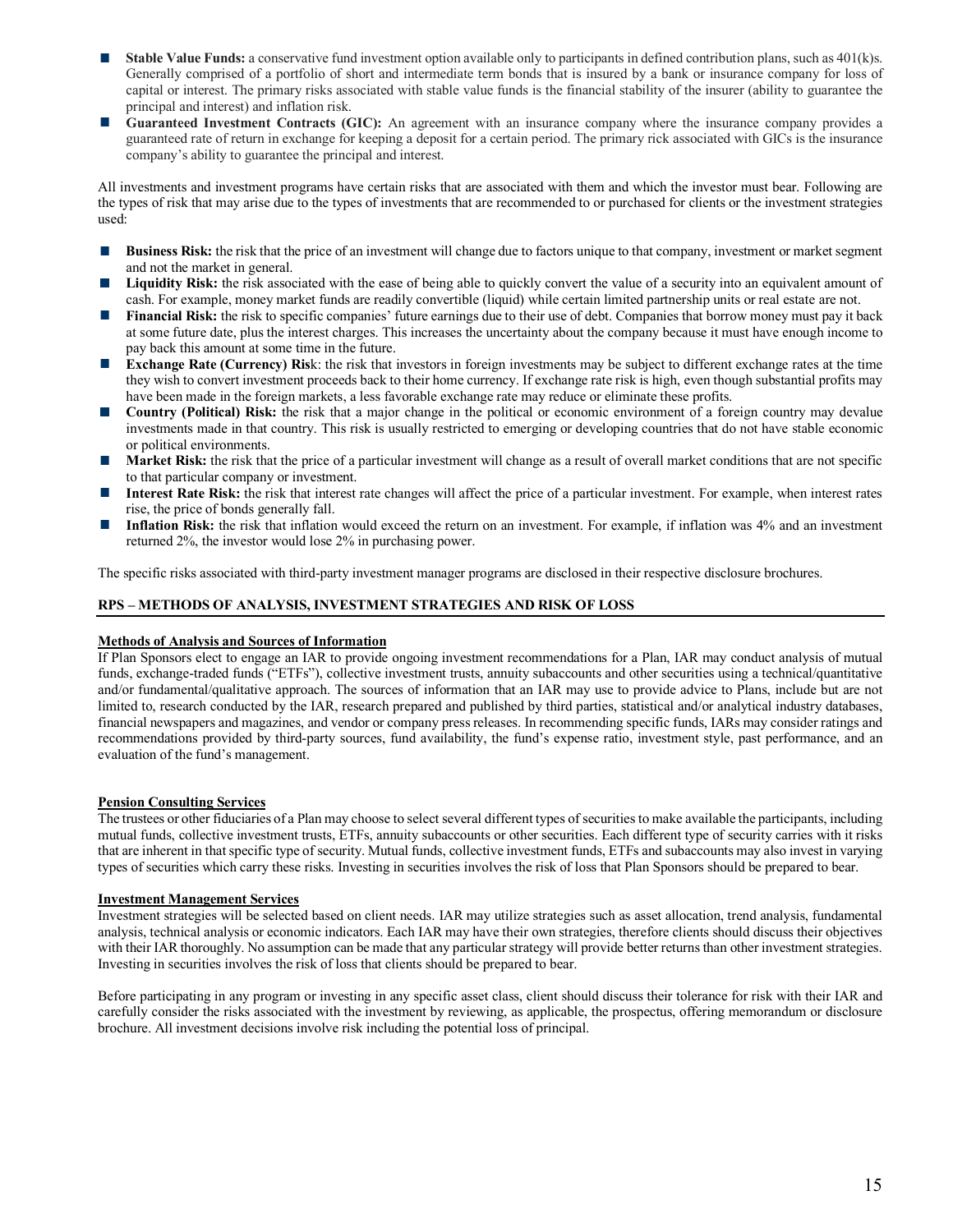- **Stable Value Funds:** a conservative fund investment option available only to participants in defined contribution plans, such as 401(k)s. Generally comprised of a portfolio of short and intermediate term bonds that is insured by a bank or insurance company for loss of capital or interest. The primary risks associated with stable value funds is the financial stability of the insurer (ability to guarantee the principal and interest) and inflation risk.
- **Guaranteed Investment Contracts (GIC):** An agreement with an insurance company where the insurance company provides a guaranteed rate of return in exchange for keeping a deposit for a certain period. The primary rick associated with GICs is the insurance company's ability to guarantee the principal and interest.

All investments and investment programs have certain risks that are associated with them and which the investor must bear. Following are the types of risk that may arise due to the types of investments that are recommended to or purchased for clients or the investment strategies used:

- **Business Risk:** the risk that the price of an investment will change due to factors unique to that company, investment or market segment and not the market in general.
- **Liquidity Risk:** the risk associated with the ease of being able to quickly convert the value of a security into an equivalent amount of cash. For example, money market funds are readily convertible (liquid) while certain limited partnership units or real estate are not.
- **Financial Risk:** the risk to specific companies' future earnings due to their use of debt. Companies that borrow money must pay it back at some future date, plus the interest charges. This increases the uncertainty about the company because it must have enough income to pay back this amount at some time in the future.
- **Exchange Rate (Currency) Risk**: the risk that investors in foreign investments may be subject to different exchange rates at the time they wish to convert investment proceeds back to their home currency. If exchange rate risk is high, even though substantial profits may have been made in the foreign markets, a less favorable exchange rate may reduce or eliminate these profits.
- **Country (Political) Risk:** the risk that a major change in the political or economic environment of a foreign country may devalue investments made in that country. This risk is usually restricted to emerging or developing countries that do not have stable economic or political environments.
- **Market Risk:** the risk that the price of a particular investment will change as a result of overall market conditions that are not specific to that particular company or investment.
- **Interest Rate Risk:** the risk that interest rate changes will affect the price of a particular investment. For example, when interest rates rise, the price of bonds generally fall.
- **Inflation Risk:** the risk that inflation would exceed the return on an investment. For example, if inflation was 4% and an investment returned 2%, the investor would lose 2% in purchasing power.

The specific risks associated with third-party investment manager programs are disclosed in their respective disclosure brochures.

## RPS – METHODS OF ANALYSIS, INVESTMENT STRATEGIES AND RISK OF LOSS

### Methods of Analysis and Sources of Information

If Plan Sponsors elect to engage an IAR to provide ongoing investment recommendations for a Plan, IAR may conduct analysis of mutual funds, exchange-traded funds ("ETFs"), collective investment trusts, annuity subaccounts and other securities using a technical/quantitative and/or fundamental/qualitative approach. The sources of information that an IAR may use to provide advice to Plans, include but are not limited to, research conducted by the IAR, research prepared and published by third parties, statistical and/or analytical industry databases, financial newspapers and magazines, and vendor or company press releases. In recommending specific funds, IARs may consider ratings and recommendations provided by third-party sources, fund availability, the fund's expense ratio, investment style, past performance, and an evaluation of the fund's management.

### Pension Consulting Services

The trustees or other fiduciaries of a Plan may choose to select several different types of securities to make available the participants, including mutual funds, collective investment trusts, ETFs, annuity subaccounts or other securities. Each different type of security carries with it risks that are inherent in that specific type of security. Mutual funds, collective investment funds, ETFs and subaccounts may also invest in varying types of securities which carry these risks. Investing in securities involves the risk of loss that Plan Sponsors should be prepared to bear.

### Investment Management Services

Investment strategies will be selected based on client needs. IAR may utilize strategies such as asset allocation, trend analysis, fundamental analysis, technical analysis or economic indicators. Each IAR may have their own strategies, therefore clients should discuss their objectives with their IAR thoroughly. No assumption can be made that any particular strategy will provide better returns than other investment strategies. Investing in securities involves the risk of loss that clients should be prepared to bear.

Before participating in any program or investing in any specific asset class, client should discuss their tolerance for risk with their IAR and carefully consider the risks associated with the investment by reviewing, as applicable, the prospectus, offering memorandum or disclosure brochure. All investment decisions involve risk including the potential loss of principal.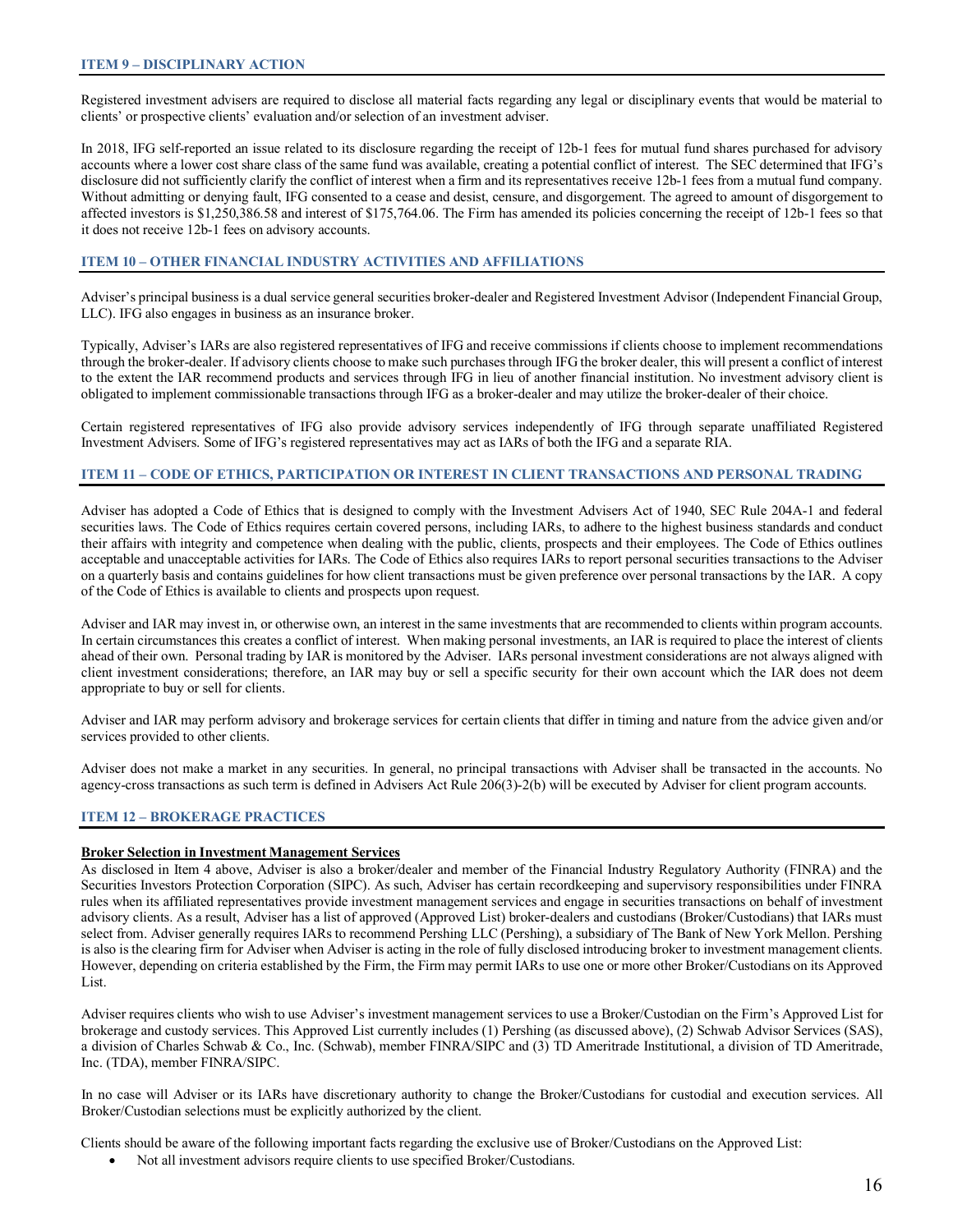## ITEM 9 – DISCIPLINARY ACTION

Registered investment advisers are required to disclose all material facts regarding any legal or disciplinary events that would be material to clients' or prospective clients' evaluation and/or selection of an investment adviser.

In 2018, IFG self-reported an issue related to its disclosure regarding the receipt of 12b-1 fees for mutual fund shares purchased for advisory accounts where a lower cost share class of the same fund was available, creating a potential conflict of interest. The SEC determined that IFG's disclosure did not sufficiently clarify the conflict of interest when a firm and its representatives receive 12b-1 fees from a mutual fund company. Without admitting or denying fault, IFG consented to a cease and desist, censure, and disgorgement. The agreed to amount of disgorgement to affected investors is $1,250,386.58 and interest of $175,764.06. The Firm has amended its policies concerning the receipt of 12b-1 fees so that it does not receive 12b-1 fees on advisory accounts.

## ITEM 10 – OTHER FINANCIAL INDUSTRY ACTIVITIES AND AFFILIATIONS

Adviser's principal business is a dual service general securities broker-dealer and Registered Investment Advisor (Independent Financial Group, LLC). IFG also engages in business as an insurance broker.

Typically, Adviser's IARs are also registered representatives of IFG and receive commissions if clients choose to implement recommendations through the broker-dealer. If advisory clients choose to make such purchases through IFG the broker dealer, this will present a conflict of interest to the extent the IAR recommend products and services through IFG in lieu of another financial institution. No investment advisory client is obligated to implement commissionable transactions through IFG as a broker-dealer and may utilize the broker-dealer of their choice.

Certain registered representatives of IFG also provide advisory services independently of IFG through separate unaffiliated Registered Investment Advisers. Some of IFG's registered representatives may act as IARs of both the IFG and a separate RIA.

## ITEM 11 – CODE OF ETHICS, PARTICIPATION OR INTEREST IN CLIENT TRANSACTIONS AND PERSONAL TRADING

Adviser has adopted a Code of Ethics that is designed to comply with the Investment Advisers Act of 1940, SEC Rule 204A-1 and federal securities laws. The Code of Ethics requires certain covered persons, including IARs, to adhere to the highest business standards and conduct their affairs with integrity and competence when dealing with the public, clients, prospects and their employees. The Code of Ethics outlines acceptable and unacceptable activities for IARs. The Code of Ethics also requires IARs to report personal securities transactions to the Adviser on a quarterly basis and contains guidelines for how client transactions must be given preference over personal transactions by the IAR. A copy of the Code of Ethics is available to clients and prospects upon request.

Adviser and IAR may invest in, or otherwise own, an interest in the same investments that are recommended to clients within program accounts. In certain circumstances this creates a conflict of interest. When making personal investments, an IAR is required to place the interest of clients ahead of their own. Personal trading by IAR is monitored by the Adviser. IARs personal investment considerations are not always aligned with client investment considerations; therefore, an IAR may buy or sell a specific security for their own account which the IAR does not deem appropriate to buy or sell for clients.

Adviser and IAR may perform advisory and brokerage services for certain clients that differ in timing and nature from the advice given and/or services provided to other clients.

Adviser does not make a market in any securities. In general, no principal transactions with Adviser shall be transacted in the accounts. No agency-cross transactions as such term is defined in Advisers Act Rule 206(3)-2(b) will be executed by Adviser for client program accounts.

## ITEM 12 – BROKERAGE PRACTICES

**Broker Selection in Investment Management Services**

As disclosed in Item 4 above, Adviser is also a broker/dealer and member of the Financial Industry Regulatory Authority (FINRA) and the Securities Investors Protection Corporation (SIPC). As such, Adviser has certain recordkeeping and supervisory responsibilities under FINRA rules when its affiliated representatives provide investment management services and engage in securities transactions on behalf of investment advisory clients. As a result, Adviser has a list of approved (Approved List) broker-dealers and custodians (Broker/Custodians) that IARs must select from. Adviser generally requires IARs to recommend Pershing LLC (Pershing), a subsidiary of The Bank of New York Mellon. Pershing is also is the clearing firm for Adviser when Adviser is acting in the role of fully disclosed introducing broker to investment management clients. However, depending on criteria established by the Firm, the Firm may permit IARs to use one or more other Broker/Custodians on its Approved List.

Adviser requires clients who wish to use Adviser's investment management services to use a Broker/Custodian on the Firm's Approved List for brokerage and custody services. This Approved List currently includes (1) Pershing (as discussed above), (2) Schwab Advisor Services (SAS), a division of Charles Schwab & Co., Inc. (Schwab), member FINRA/SIPC and (3) TD Ameritrade Institutional, a division of TD Ameritrade, Inc. (TDA), member FINRA/SIPC.

In no case will Adviser or its IARs have discretionary authority to change the Broker/Custodians for custodial and execution services. All Broker/Custodian selections must be explicitly authorized by the client.

Clients should be aware of the following important facts regarding the exclusive use of Broker/Custodians on the Approved List:

- Not all investment advisors require clients to use specified Broker/Custodians.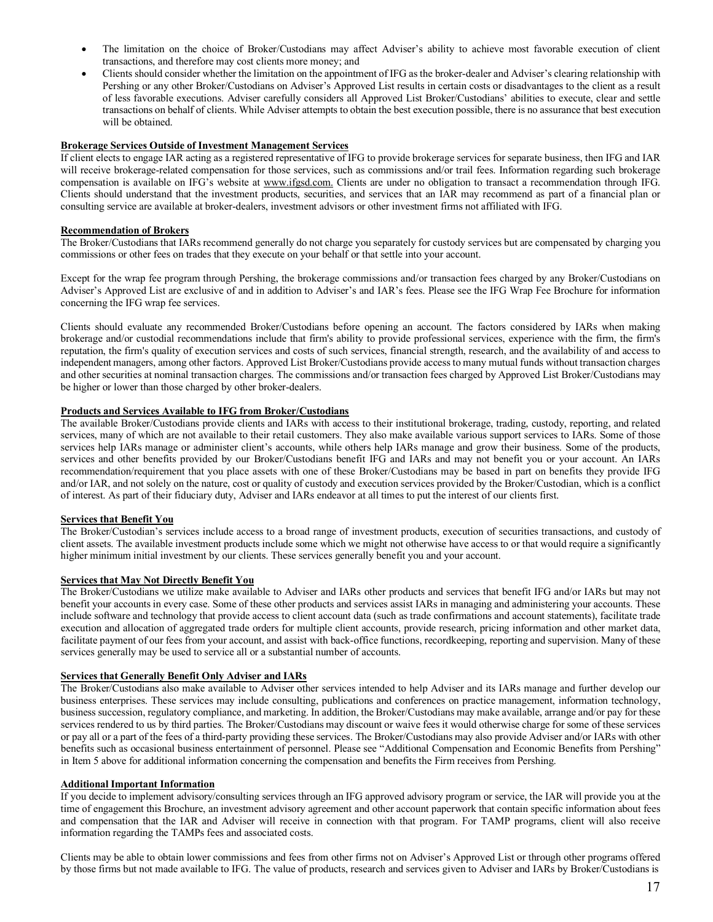- The limitation on the choice of Broker/Custodians may affect Adviser's ability to achieve most favorable execution of client transactions, and therefore may cost clients more money; and
- Clients should consider whether the limitation on the appointment of IFG as the broker-dealer and Adviser's clearing relationship with Pershing or any other Broker/Custodians on Adviser's Approved List results in certain costs or disadvantages to the client as a result of less favorable executions. Adviser carefully considers all Approved List Broker/Custodians' abilities to execute, clear and settle transactions on behalf of clients. While Adviser attempts to obtain the best execution possible, there is no assurance that best execution will be obtained.

**Brokerage Services Outside of Investment Management Services**

If client elects to engage IAR acting as a registered representative of IFG to provide brokerage services for separate business, then IFG and IAR will receive brokerage-related compensation for those services, such as commissions and/or trail fees. Information regarding such brokerage compensation is available on IFG's website at www.ifgsd.com. Clients are under no obligation to transact a recommendation through IFG. Clients should understand that the investment products, securities, and services that an IAR may recommend as part of a financial plan or consulting service are available at broker-dealers, investment advisors or other investment firms not affiliated with IFG.

**Recommendation of Brokers**

The Broker/Custodians that IARs recommend generally do not charge you separately for custody services but are compensated by charging you commissions or other fees on trades that they execute on your behalf or that settle into your account.

Except for the wrap fee program through Pershing, the brokerage commissions and/or transaction fees charged by any Broker/Custodians on Adviser's Approved List are exclusive of and in addition to Adviser's and IAR's fees. Please see the IFG Wrap Fee Brochure for information concerning the IFG wrap fee services.

Clients should evaluate any recommended Broker/Custodians before opening an account. The factors considered by IARs when making brokerage and/or custodial recommendations include that firm's ability to provide professional services, experience with the firm, the firm's reputation, the firm's quality of execution services and costs of such services, financial strength, research, and the availability of and access to independent managers, among other factors. Approved List Broker/Custodians provide access to many mutual funds without transaction charges and other securities at nominal transaction charges. The commissions and/or transaction fees charged by Approved List Broker/Custodians may be higher or lower than those charged by other broker-dealers.

**Products and Services Available to IFG from Broker/Custodians**

The available Broker/Custodians provide clients and IARs with access to their institutional brokerage, trading, custody, reporting, and related services, many of which are not available to their retail customers. They also make available various support services to IARs. Some of those services help IARs manage or administer client's accounts, while others help IARs manage and grow their business. Some of the products, services and other benefits provided by our Broker/Custodians benefit IFG and IARs and may not benefit you or your account. An IARs recommendation/requirement that you place assets with one of these Broker/Custodians may be based in part on benefits they provide IFG and/or IAR, and not solely on the nature, cost or quality of custody and execution services provided by the Broker/Custodian, which is a conflict of interest. As part of their fiduciary duty, Adviser and IARs endeavor at all times to put the interest of our clients first.

**Services that Benefit You**

The Broker/Custodian's services include access to a broad range of investment products, execution of securities transactions, and custody of client assets. The available investment products include some which we might not otherwise have access to or that would require a significantly higher minimum initial investment by our clients. These services generally benefit you and your account.

**Services that May Not Directly Benefit You**

The Broker/Custodians we utilize make available to Adviser and IARs other products and services that benefit IFG and/or IARs but may not benefit your accounts in every case. Some of these other products and services assist IARs in managing and administering your accounts. These include software and technology that provide access to client account data (such as trade confirmations and account statements), facilitate trade execution and allocation of aggregated trade orders for multiple client accounts, provide research, pricing information and other market data, facilitate payment of our fees from your account, and assist with back-office functions, recordkeeping, reporting and supervision. Many of these services generally may be used to service all or a substantial number of accounts.

**Services that Generally Benefit Only Adviser and IARs**

The Broker/Custodians also make available to Adviser other services intended to help Adviser and its IARs manage and further develop our business enterprises. These services may include consulting, publications and conferences on practice management, information technology, business succession, regulatory compliance, and marketing. In addition, the Broker/Custodians may make available, arrange and/or pay for these services rendered to us by third parties. The Broker/Custodians may discount or waive fees it would otherwise charge for some of these services or pay all or a part of the fees of a third-party providing these services. The Broker/Custodians may also provide Adviser and/or IARs with other benefits such as occasional business entertainment of personnel. Please see "Additional Compensation and Economic Benefits from Pershing" in Item 5 above for additional information concerning the compensation and benefits the Firm receives from Pershing.

**Additional Important Information**

If you decide to implement advisory/consulting services through an IFG approved advisory program or service, the IAR will provide you at the time of engagement this Brochure, an investment advisory agreement and other account paperwork that contain specific information about fees and compensation that the IAR and Adviser will receive in connection with that program. For TAMP programs, client will also receive information regarding the TAMPs fees and associated costs.

Clients may be able to obtain lower commissions and fees from other firms not on Adviser's Approved List or through other programs offered by those firms but not made available to IFG. The value of products, research and services given to Adviser and IARs by Broker/Custodians is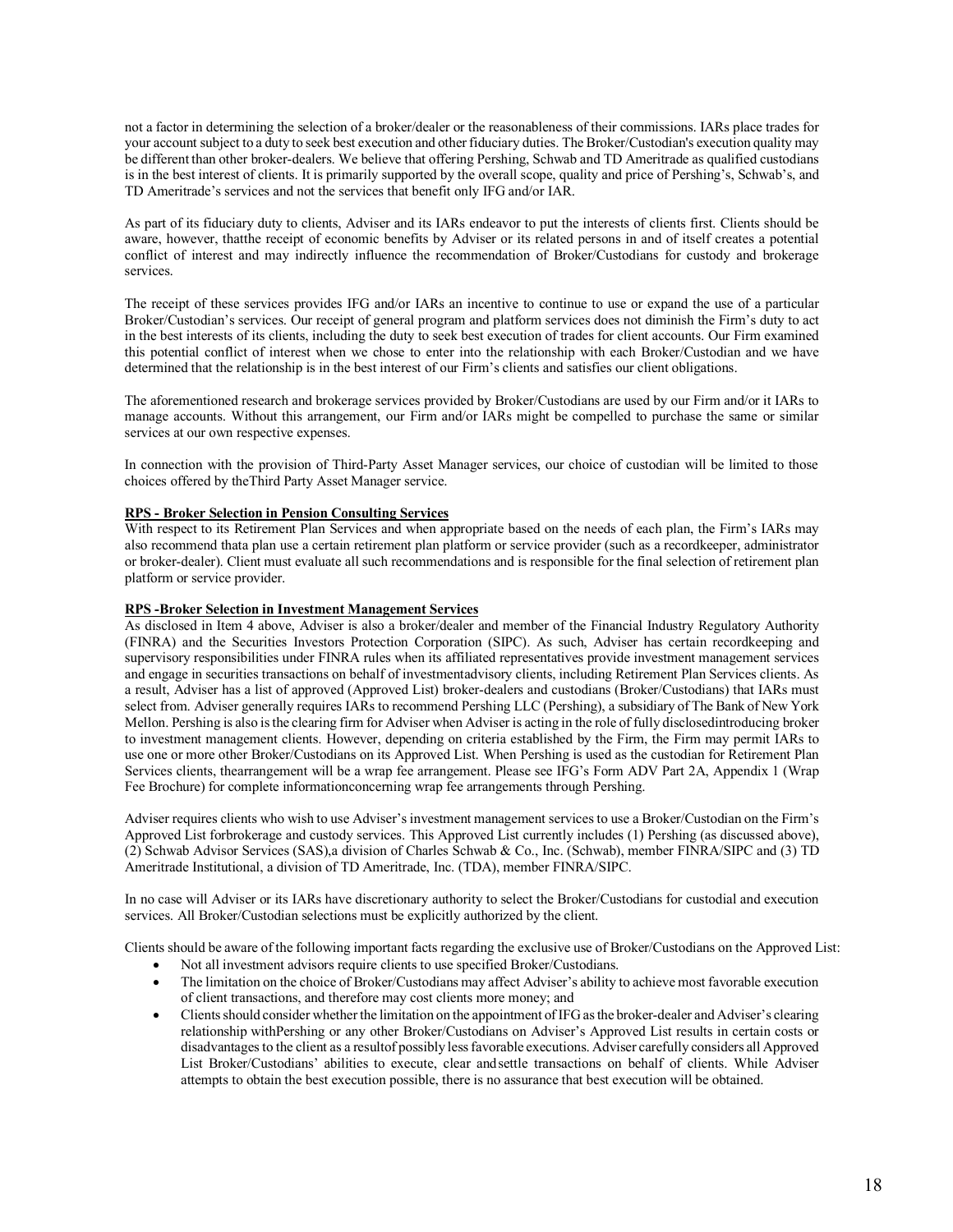not a factor in determining the selection of a broker/dealer or the reasonableness of their commissions. IARs place trades for your account subject to a duty to seek best execution and other fiduciary duties. The Broker/Custodian's execution quality may be different than other broker-dealers. We believe that offering Pershing, Schwab and TD Ameritrade as qualified custodians is in the best interest of clients. It is primarily supported by the overall scope, quality and price of Pershing's, Schwab's, and TD Ameritrade's services and not the services that benefit only IFG and/or IAR.

As part of its fiduciary duty to clients, Adviser and its IARs endeavor to put the interests of clients first. Clients should be aware, however, thatthe receipt of economic benefits by Adviser or its related persons in and of itself creates a potential conflict of interest and may indirectly influence the recommendation of Broker/Custodians for custody and brokerage services.

The receipt of these services provides IFG and/or IARs an incentive to continue to use or expand the use of a particular Broker/Custodian's services. Our receipt of general program and platform services does not diminish the Firm's duty to act in the best interests of its clients, including the duty to seek best execution of trades for client accounts. Our Firm examined this potential conflict of interest when we chose to enter into the relationship with each Broker/Custodian and we have determined that the relationship is in the best interest of our Firm's clients and satisfies our client obligations.

The aforementioned research and brokerage services provided by Broker/Custodians are used by our Firm and/or it IARs to manage accounts. Without this arrangement, our Firm and/or IARs might be compelled to purchase the same or similar services at our own respective expenses.

In connection with the provision of Third-Party Asset Manager services, our choice of custodian will be limited to those choices offered by theThird Party Asset Manager service.

**RPS - Broker Selection in Pension Consulting Services**

With respect to its Retirement Plan Services and when appropriate based on the needs of each plan, the Firm's IARs may also recommend thata plan use a certain retirement plan platform or service provider (such as a recordkeeper, administrator or broker-dealer). Client must evaluate all such recommendations and is responsible for the final selection of retirement plan platform or service provider.

**RPS -Broker Selection in Investment Management Services**

As disclosed in Item 4 above, Adviser is also a broker/dealer and member of the Financial Industry Regulatory Authority (FINRA) and the Securities Investors Protection Corporation (SIPC). As such, Adviser has certain recordkeeping and supervisory responsibilities under FINRA rules when its affiliated representatives provide investment management services and engage in securities transactions on behalf of investmentadvisory clients, including Retirement Plan Services clients. As a result, Adviser has a list of approved (Approved List) broker-dealers and custodians (Broker/Custodians) that IARs must select from. Adviser generally requires IARs to recommend Pershing LLC (Pershing), a subsidiary of The Bank of New York Mellon. Pershing is also is the clearing firm for Adviser when Adviser is acting in the role of fully disclosedintroducing broker to investment management clients. However, depending on criteria established by the Firm, the Firm may permit IARs to use one or more other Broker/Custodians on its Approved List. When Pershing is used as the custodian for Retirement Plan Services clients, thearrangement will be a wrap fee arrangement. Please see IFG's Form ADV Part 2A, Appendix 1 (Wrap Fee Brochure) for complete informationconcerning wrap fee arrangements through Pershing.

Adviser requires clients who wish to use Adviser's investment management services to use a Broker/Custodian on the Firm's Approved List forbrokerage and custody services. This Approved List currently includes (1) Pershing (as discussed above), (2) Schwab Advisor Services (SAS),a division of Charles Schwab & Co., Inc. (Schwab), member FINRA/SIPC and (3) TD Ameritrade Institutional, a division of TD Ameritrade, Inc. (TDA), member FINRA/SIPC.

In no case will Adviser or its IARs have discretionary authority to select the Broker/Custodians for custodial and execution services. All Broker/Custodian selections must be explicitly authorized by the client.

Clients should be aware of the following important facts regarding the exclusive use of Broker/Custodians on the Approved List:

- Not all investment advisors require clients to use specified Broker/Custodians.
- The limitation on the choice of Broker/Custodians may affect Adviser's ability to achieve most favorable execution of client transactions, and therefore may cost clients more money; and
- Clients should consider whether the limitation on the appointment of IFG as the broker-dealer and Adviser's clearing relationship withPershing or any other Broker/Custodians on Adviser's Approved List results in certain costs or disadvantages to the client as a resultof possibly less favorable executions. Adviser carefully considers all Approved List Broker/Custodians' abilities to execute, clear andsettle transactions on behalf of clients. While Adviser attempts to obtain the best execution possible, there is no assurance that best execution will be obtained.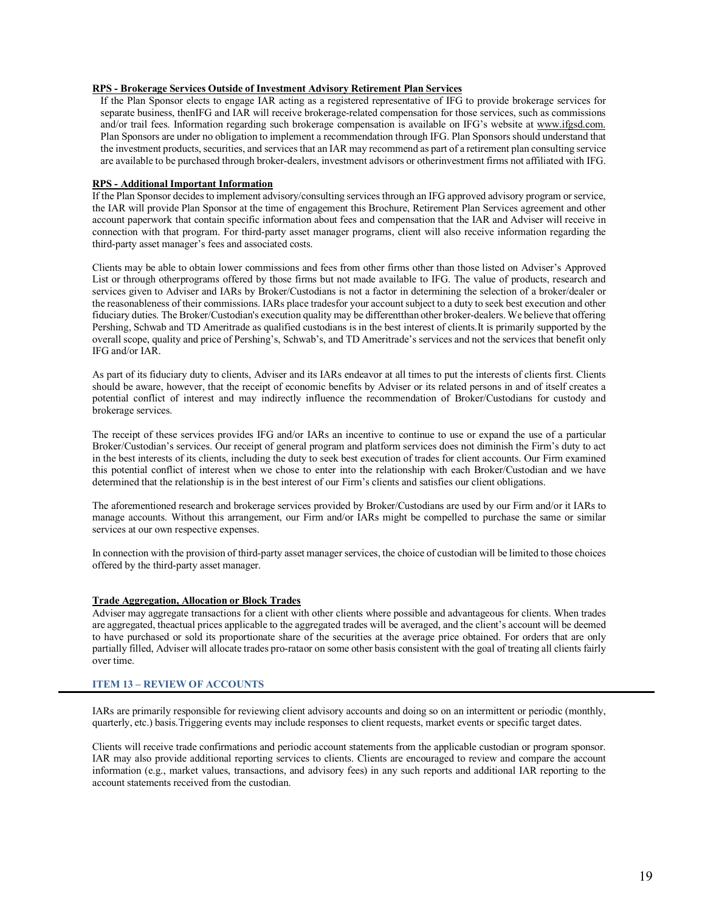**RPS - Brokerage Services Outside of Investment Advisory Retirement Plan Services**

If the Plan Sponsor elects to engage IAR acting as a registered representative of IFG to provide brokerage services for separate business, thenIFG and IAR will receive brokerage-related compensation for those services, such as commissions and/or trail fees. Information regarding such brokerage compensation is available on IFG's website at www.ifgsd.com. Plan Sponsors are under no obligation to implement a recommendation through IFG. Plan Sponsors should understand that the investment products, securities, and services that an IAR may recommend as part of a retirement plan consulting service are available to be purchased through broker-dealers, investment advisors or otherinvestment firms not affiliated with IFG.

**RPS - Additional Important Information**

If the Plan Sponsor decides to implement advisory/consulting services through an IFG approved advisory program or service, the IAR will provide Plan Sponsor at the time of engagement this Brochure, Retirement Plan Services agreement and other account paperwork that contain specific information about fees and compensation that the IAR and Adviser will receive in connection with that program. For third-party asset manager programs, client will also receive information regarding the third-party asset manager's fees and associated costs.

Clients may be able to obtain lower commissions and fees from other firms other than those listed on Adviser's Approved List or through otherprograms offered by those firms but not made available to IFG. The value of products, research and services given to Adviser and IARs by Broker/Custodians is not a factor in determining the selection of a broker/dealer or the reasonableness of their commissions. IARs place tradesfor your account subject to a duty to seek best execution and other fiduciary duties. The Broker/Custodian's execution quality may be differentthan other broker-dealers. We believe that offering Pershing, Schwab and TD Ameritrade as qualified custodians is in the best interest of clients.It is primarily supported by the overall scope, quality and price of Pershing's, Schwab's, and TD Ameritrade's services and not the services that benefit only IFG and/or IAR.

As part of its fiduciary duty to clients, Adviser and its IARs endeavor at all times to put the interests of clients first. Clients should be aware, however, that the receipt of economic benefits by Adviser or its related persons in and of itself creates a potential conflict of interest and may indirectly influence the recommendation of Broker/Custodians for custody and brokerage services.

The receipt of these services provides IFG and/or IARs an incentive to continue to use or expand the use of a particular Broker/Custodian's services. Our receipt of general program and platform services does not diminish the Firm's duty to act in the best interests of its clients, including the duty to seek best execution of trades for client accounts. Our Firm examined this potential conflict of interest when we chose to enter into the relationship with each Broker/Custodian and we have determined that the relationship is in the best interest of our Firm's clients and satisfies our client obligations.

The aforementioned research and brokerage services provided by Broker/Custodians are used by our Firm and/or it IARs to manage accounts. Without this arrangement, our Firm and/or IARs might be compelled to purchase the same or similar services at our own respective expenses.

In connection with the provision of third-party asset manager services, the choice of custodian will be limited to those choices offered by the third-party asset manager.

**Trade Aggregation, Allocation or Block Trades**

Adviser may aggregate transactions for a client with other clients where possible and advantageous for clients. When trades are aggregated, theactual prices applicable to the aggregated trades will be averaged, and the client's account will be deemed to have purchased or sold its proportionate share of the securities at the average price obtained. For orders that are only partially filled, Adviser will allocate trades pro-rataor on some other basis consistent with the goal of treating all clients fairly over time.

## ITEM 13 – REVIEW OF ACCOUNTS

IARs are primarily responsible for reviewing client advisory accounts and doing so on an intermittent or periodic (monthly, quarterly, etc.) basis.Triggering events may include responses to client requests, market events or specific target dates.

Clients will receive trade confirmations and periodic account statements from the applicable custodian or program sponsor. IAR may also provide additional reporting services to clients. Clients are encouraged to review and compare the account information (e.g., market values, transactions, and advisory fees) in any such reports and additional IAR reporting to the account statements received from the custodian.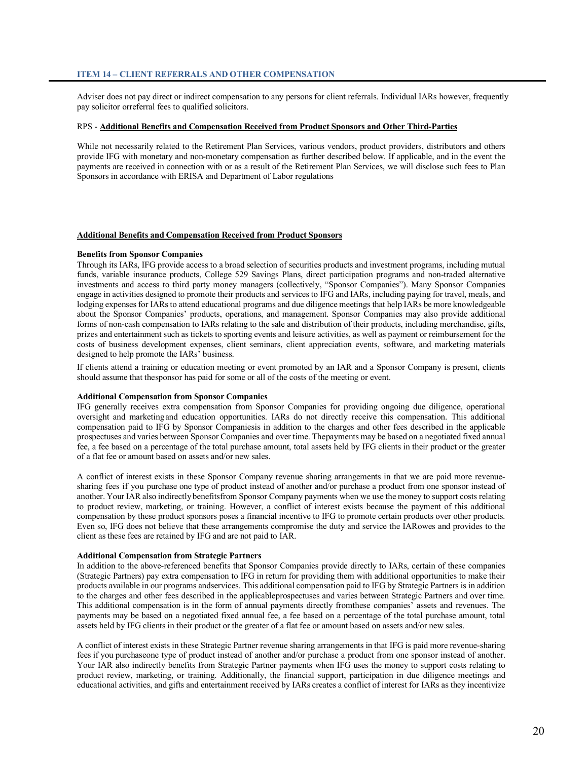### ITEM 14 – CLIENT REFERRALS AND OTHER COMPENSATION

Adviser does not pay direct or indirect compensation to any persons for client referrals. Individual IARs however, frequently pay solicitor orreferral fees to qualified solicitors.

RPS - **Additional Benefits and Compensation Received from Product Sponsors and Other Third-Parties**

While not necessarily related to the Retirement Plan Services, various vendors, product providers, distributors and others provide IFG with monetary and non-monetary compensation as further described below. If applicable, and in the event the payments are received in connection with or as a result of the Retirement Plan Services, we will disclose such fees to Plan Sponsors in accordance with ERISA and Department of Labor regulations

**Additional Benefits and Compensation Received from Product Sponsors**

**Benefits from Sponsor Companies**

Through its IARs, IFG provide access to a broad selection of securities products and investment programs, including mutual funds, variable insurance products, College 529 Savings Plans, direct participation programs and non-traded alternative investments and access to third party money managers (collectively, "Sponsor Companies"). Many Sponsor Companies engage in activities designed to promote their products and services to IFG and IARs, including paying for travel, meals, and lodging expenses for IARs to attend educational programs and due diligence meetings that help IARs be more knowledgeable about the Sponsor Companies' products, operations, and management. Sponsor Companies may also provide additional forms of non-cash compensation to IARs relating to the sale and distribution of their products, including merchandise, gifts, prizes and entertainment such as tickets to sporting events and leisure activities, as well as payment or reimbursement for the costs of business development expenses, client seminars, client appreciation events, software, and marketing materials designed to help promote the IARs' business.

If clients attend a training or education meeting or event promoted by an IAR and a Sponsor Company is present, clients should assume that thesponsor has paid for some or all of the costs of the meeting or event.

**Additional Compensation from Sponsor Companies**

IFG generally receives extra compensation from Sponsor Companies for providing ongoing due diligence, operational oversight and marketingand education opportunities. IARs do not directly receive this compensation. This additional compensation paid to IFG by Sponsor Companiesis in addition to the charges and other fees described in the applicable prospectuses and varies between Sponsor Companies and over time. Thepayments may be based on a negotiated fixed annual fee, a fee based on a percentage of the total purchase amount, total assets held by IFG clients in their product or the greater of a flat fee or amount based on assets and/or new sales.

A conflict of interest exists in these Sponsor Company revenue sharing arrangements in that we are paid more revenue-sharing fees if you purchase one type of product instead of another and/or purchase a product from one sponsor instead of another. Your IAR also indirectly benefitsfrom Sponsor Company payments when we use the money to support costs relating to product review, marketing, or training. However, a conflict of interest exists because the payment of this additional compensation by these product sponsors poses a financial incentive to IFG to promote certain products over other products. Even so, IFG does not believe that these arrangements compromise the duty and service the IARowes and provides to the client as these fees are retained by IFG and are not paid to IAR.

**Additional Compensation from Strategic Partners**

In addition to the above-referenced benefits that Sponsor Companies provide directly to IARs, certain of these companies (Strategic Partners) pay extra compensation to IFG in return for providing them with additional opportunities to make their products available in our programs andservices. This additional compensation paid to IFG by Strategic Partners is in addition to the charges and other fees described in the applicableprospectuses and varies between Strategic Partners and over time. This additional compensation is in the form of annual payments directly fromthese companies' assets and revenues. The payments may be based on a negotiated fixed annual fee, a fee based on a percentage of the total purchase amount, total assets held by IFG clients in their product or the greater of a flat fee or amount based on assets and/or new sales.

A conflict of interest exists in these Strategic Partner revenue sharing arrangements in that IFG is paid more revenue-sharing fees if you purchaseone type of product instead of another and/or purchase a product from one sponsor instead of another. Your IAR also indirectly benefits from Strategic Partner payments when IFG uses the money to support costs relating to product review, marketing, or training. Additionally, the financial support, participation in due diligence meetings and educational activities, and gifts and entertainment received by IARs creates a conflict of interest for IARs as they incentivize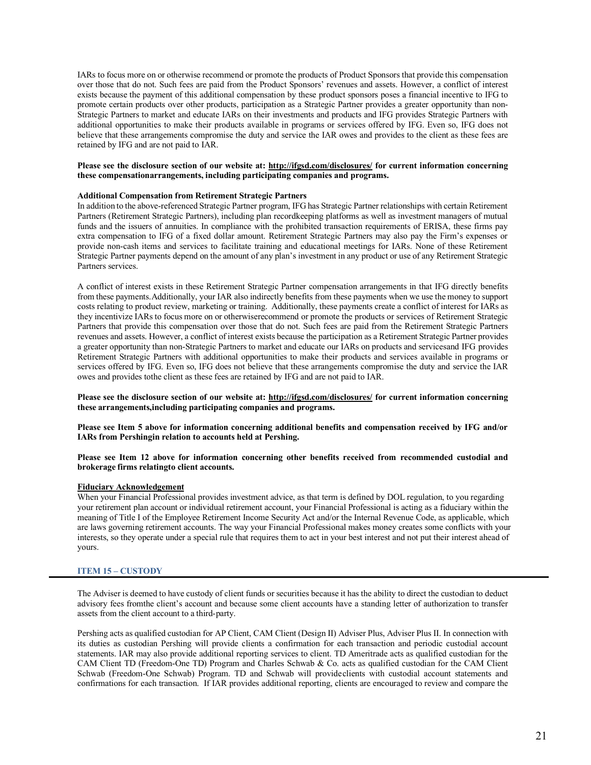IARs to focus more on or otherwise recommend or promote the products of Product Sponsors that provide this compensation over those that do not. Such fees are paid from the Product Sponsors' revenues and assets. However, a conflict of interest exists because the payment of this additional compensation by these product sponsors poses a financial incentive to IFG to promote certain products over other products, participation as a Strategic Partner provides a greater opportunity than non-Strategic Partners to market and educate IARs on their investments and products and IFG provides Strategic Partners with additional opportunities to make their products available in programs or services offered by IFG. Even so, IFG does not believe that these arrangements compromise the duty and service the IAR owes and provides to the client as these fees are retained by IFG and are not paid to IAR.

**Please see the disclosure section of our website at: http://ifgsd.com/disclosures/ for current information concerning these compensationarrangements, including participating companies and programs.**

**Additional Compensation from Retirement Strategic Partners**

In addition to the above-referenced Strategic Partner program, IFG has Strategic Partner relationships with certain Retirement Partners (Retirement Strategic Partners), including plan recordkeeping platforms as well as investment managers of mutual funds and the issuers of annuities. In compliance with the prohibited transaction requirements of ERISA, these firms pay extra compensation to IFG of a fixed dollar amount. Retirement Strategic Partners may also pay the Firm's expenses or provide non-cash items and services to facilitate training and educational meetings for IARs. None of these Retirement Strategic Partner payments depend on the amount of any plan's investment in any product or use of any Retirement Strategic Partners services.

A conflict of interest exists in these Retirement Strategic Partner compensation arrangements in that IFG directly benefits from these payments.Additionally, your IAR also indirectly benefits from these payments when we use the money to support costs relating to product review, marketing or training. Additionally, these payments create a conflict of interest for IARs as they incentivize IARs to focus more on or otherwiserecommend or promote the products or services of Retirement Strategic Partners that provide this compensation over those that do not. Such fees are paid from the Retirement Strategic Partners revenues and assets. However, a conflict of interest exists because the participation as a Retirement Strategic Partner provides a greater opportunity than non-Strategic Partners to market and educate our IARs on products and servicesand IFG provides Retirement Strategic Partners with additional opportunities to make their products and services available in programs or services offered by IFG. Even so, IFG does not believe that these arrangements compromise the duty and service the IAR owes and provides tothe client as these fees are retained by IFG and are not paid to IAR.

**Please see the disclosure section of our website at: http://ifgsd.com/disclosures/ for current information concerning these arrangements,including participating companies and programs.**

**Please see Item 5 above for information concerning additional benefits and compensation received by IFG and/or IARs from Pershingin relation to accounts held at Pershing.**

**Please see Item 12 above for information concerning other benefits received from recommended custodial and brokerage firms relatingto client accounts.**

**Fiduciary Acknowledgement**

When your Financial Professional provides investment advice, as that term is defined by DOL regulation, to you regarding your retirement plan account or individual retirement account, your Financial Professional is acting as a fiduciary within the meaning of Title I of the Employee Retirement Income Security Act and/or the Internal Revenue Code, as applicable, which are laws governing retirement accounts. The way your Financial Professional makes money creates some conflicts with your interests, so they operate under a special rule that requires them to act in your best interest and not put their interest ahead of yours.

## ITEM 15 – CUSTODY

The Adviser is deemed to have custody of client funds or securities because it has the ability to direct the custodian to deduct advisory fees fromthe client's account and because some client accounts have a standing letter of authorization to transfer assets from the client account to a third-party.

Pershing acts as qualified custodian for AP Client, CAM Client (Design II) Adviser Plus, Adviser Plus II. In connection with its duties as custodian Pershing will provide clients a confirmation for each transaction and periodic custodial account statements. IAR may also provide additional reporting services to client. TD Ameritrade acts as qualified custodian for the CAM Client TD (Freedom-One TD) Program and Charles Schwab & Co. acts as qualified custodian for the CAM Client Schwab (Freedom-One Schwab) Program. TD and Schwab will provideclients with custodial account statements and confirmations for each transaction. If IAR provides additional reporting, clients are encouraged to review and compare the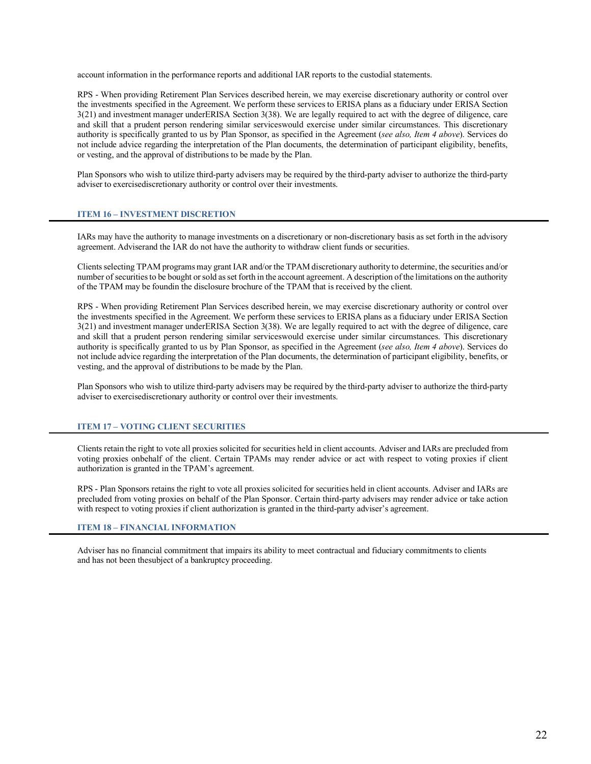account information in the performance reports and additional IAR reports to the custodial statements.

RPS - When providing Retirement Plan Services described herein, we may exercise discretionary authority or control over the investments specified in the Agreement. We perform these services to ERISA plans as a fiduciary under ERISA Section 3(21) and investment manager underERISA Section 3(38). We are legally required to act with the degree of diligence, care and skill that a prudent person rendering similar serviceswould exercise under similar circumstances. This discretionary authority is specifically granted to us by Plan Sponsor, as specified in the Agreement (*see also, Item 4 above*). Services do not include advice regarding the interpretation of the Plan documents, the determination of participant eligibility, benefits, or vesting, and the approval of distributions to be made by the Plan.

Plan Sponsors who wish to utilize third-party advisers may be required by the third-party adviser to authorize the third-party adviser to exercisediscretionary authority or control over their investments.

## ITEM 16 – INVESTMENT DISCRETION

IARs may have the authority to manage investments on a discretionary or non-discretionary basis as set forth in the advisory agreement. Adviserand the IAR do not have the authority to withdraw client funds or securities.

Clients selecting TPAM programs may grant IAR and/or the TPAM discretionary authority to determine, the securities and/or number of securities to be bought or sold as set forth in the account agreement. A description of the limitations on the authority of the TPAM may be foundin the disclosure brochure of the TPAM that is received by the client.

RPS - When providing Retirement Plan Services described herein, we may exercise discretionary authority or control over the investments specified in the Agreement. We perform these services to ERISA plans as a fiduciary under ERISA Section 3(21) and investment manager underERISA Section 3(38). We are legally required to act with the degree of diligence, care and skill that a prudent person rendering similar serviceswould exercise under similar circumstances. This discretionary authority is specifically granted to us by Plan Sponsor, as specified in the Agreement (*see also, Item 4 above*). Services do not include advice regarding the interpretation of the Plan documents, the determination of participant eligibility, benefits, or vesting, and the approval of distributions to be made by the Plan.

Plan Sponsors who wish to utilize third-party advisers may be required by the third-party adviser to authorize the third-party adviser to exercisediscretionary authority or control over their investments.

## ITEM 17 – VOTING CLIENT SECURITIES

Clients retain the right to vote all proxies solicited for securities held in client accounts. Adviser and IARs are precluded from voting proxies onbehalf of the client. Certain TPAMs may render advice or act with respect to voting proxies if client authorization is granted in the TPAM's agreement.

RPS - Plan Sponsors retains the right to vote all proxies solicited for securities held in client accounts. Adviser and IARs are precluded from voting proxies on behalf of the Plan Sponsor. Certain third-party advisers may render advice or take action with respect to voting proxies if client authorization is granted in the third-party adviser's agreement.

## ITEM 18 – FINANCIAL INFORMATION

Adviser has no financial commitment that impairs its ability to meet contractual and fiduciary commitments to clients and has not been thesubject of a bankruptcy proceeding.